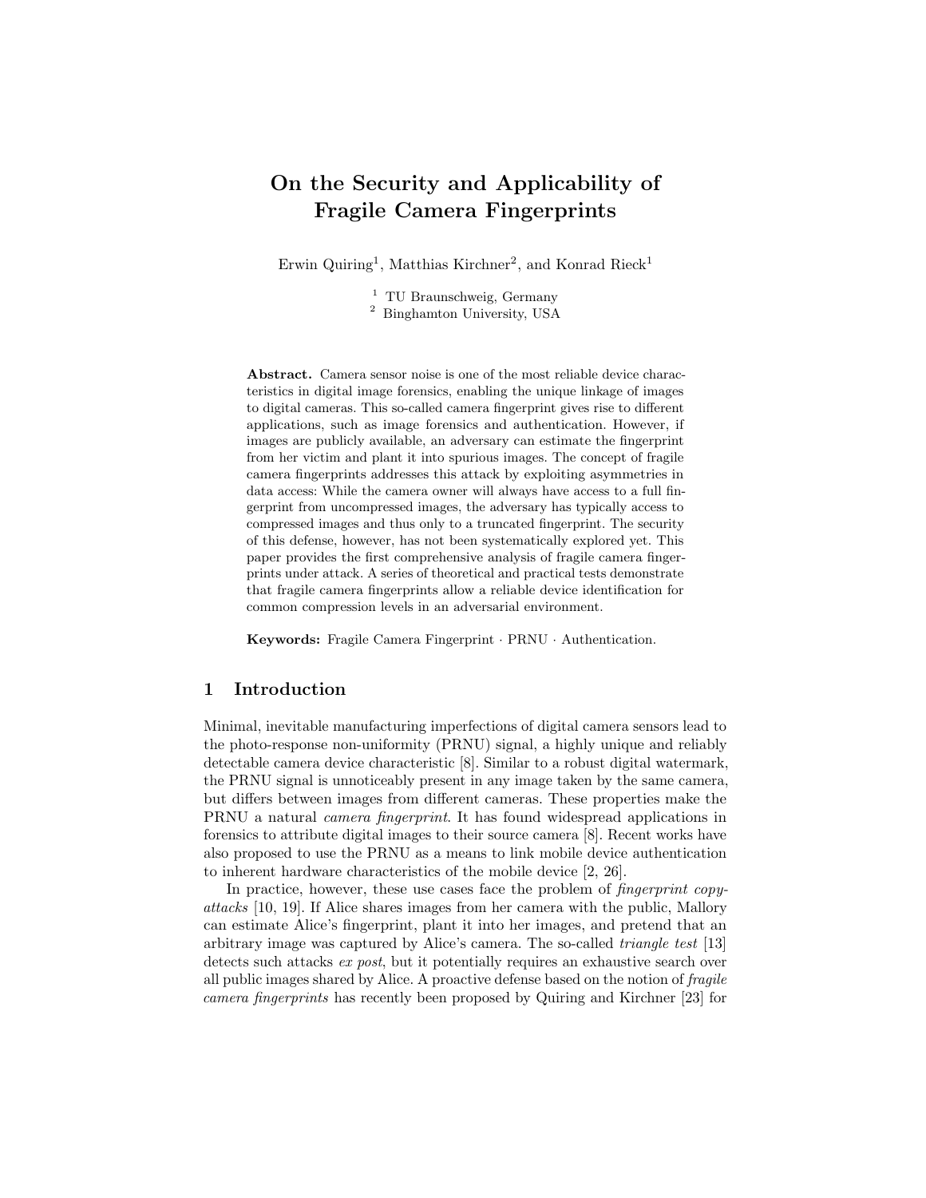# On the Security and Applicability of Fragile Camera Fingerprints

Erwin Quiring[1], Matthias Kirchner[2], and Konrad Rieck[1]

[1] TU Braunschweig, Germany
[2] Binghamton University, USA

**Abstract.** Camera sensor noise is one of the most reliable device characteristics in digital image forensics, enabling the unique linkage of images to digital cameras. This so-called camera fingerprint gives rise to different applications, such as image forensics and authentication. However, if images are publicly available, an adversary can estimate the fingerprint from her victim and plant it into spurious images. The concept of fragile camera fingerprints addresses this attack by exploiting asymmetries in data access: While the camera owner will always have access to a full fingerprint from uncompressed images, the adversary has typically access to compressed images and thus only to a truncated fingerprint. The security of this defense, however, has not been systematically explored yet. This paper provides the first comprehensive analysis of fragile camera fingerprints under attack. A series of theoretical and practical tests demonstrate that fragile camera fingerprints allow a reliable device identification for common compression levels in an adversarial environment.

**Keywords:** Fragile Camera Fingerprint · PRNU · Authentication.

## 1 Introduction

Minimal, inevitable manufacturing imperfections of digital camera sensors lead to the photo-response non-uniformity (PRNU) signal, a highly unique and reliably detectable camera device characteristic [8]. Similar to a robust digital watermark, the PRNU signal is unnoticeably present in any image taken by the same camera, but differs between images from different cameras. These properties make the PRNU a natural *camera fingerprint*. It has found widespread applications in forensics to attribute digital images to their source camera [8]. Recent works have also proposed to use the PRNU as a means to link mobile device authentication to inherent hardware characteristics of the mobile device [2, 26].

In practice, however, these use cases face the problem of *fingerprint copy-attacks* [10, 19]. If Alice shares images from her camera with the public, Mallory can estimate Alice's fingerprint, plant it into her images, and pretend that an arbitrary image was captured by Alice's camera. The so-called *triangle test* [13] detects such attacks *ex post*, but it potentially requires an exhaustive search over all public images shared by Alice. A proactive defense based on the notion of *fragile camera fingerprints* has recently been proposed by Quiring and Kirchner [23] for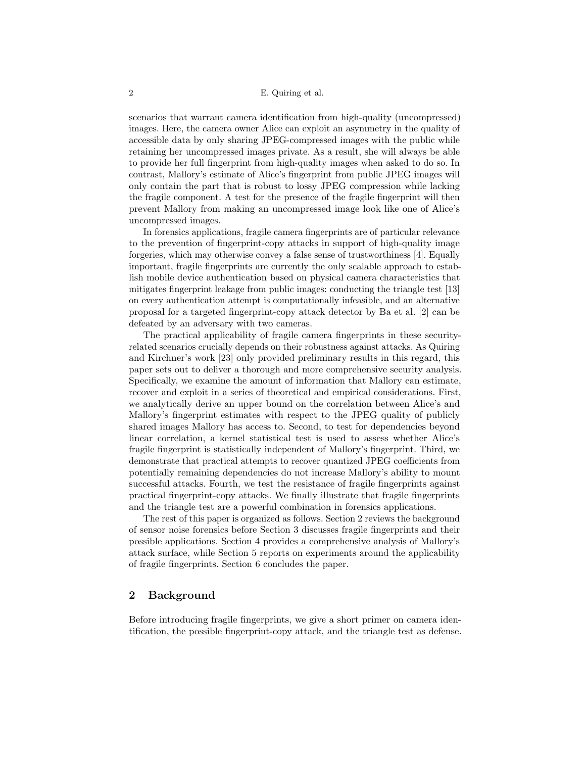scenarios that warrant camera identification from high-quality (uncompressed) images. Here, the camera owner Alice can exploit an asymmetry in the quality of accessible data by only sharing JPEG-compressed images with the public while retaining her uncompressed images private. As a result, she will always be able to provide her full fingerprint from high-quality images when asked to do so. In contrast, Mallory's estimate of Alice's fingerprint from public JPEG images will only contain the part that is robust to lossy JPEG compression while lacking the fragile component. A test for the presence of the fragile fingerprint will then prevent Mallory from making an uncompressed image look like one of Alice's uncompressed images.

In forensics applications, fragile camera fingerprints are of particular relevance to the prevention of fingerprint-copy attacks in support of high-quality image forgeries, which may otherwise convey a false sense of trustworthiness [4]. Equally important, fragile fingerprints are currently the only scalable approach to establish mobile device authentication based on physical camera characteristics that mitigates fingerprint leakage from public images: conducting the triangle test [13] on every authentication attempt is computationally infeasible, and an alternative proposal for a targeted fingerprint-copy attack detector by Ba et al. [2] can be defeated by an adversary with two cameras.

The practical applicability of fragile camera fingerprints in these security-related scenarios crucially depends on their robustness against attacks. As Quiring and Kirchner's work [23] only provided preliminary results in this regard, this paper sets out to deliver a thorough and more comprehensive security analysis. Specifically, we examine the amount of information that Mallory can estimate, recover and exploit in a series of theoretical and empirical considerations. First, we analytically derive an upper bound on the correlation between Alice's and Mallory's fingerprint estimates with respect to the JPEG quality of publicly shared images Mallory has access to. Second, to test for dependencies beyond linear correlation, a kernel statistical test is used to assess whether Alice's fragile fingerprint is statistically independent of Mallory's fingerprint. Third, we demonstrate that practical attempts to recover quantized JPEG coefficients from potentially remaining dependencies do not increase Mallory's ability to mount successful attacks. Fourth, we test the resistance of fragile fingerprints against practical fingerprint-copy attacks. We finally illustrate that fragile fingerprints and the triangle test are a powerful combination in forensics applications.

The rest of this paper is organized as follows. Section 2 reviews the background of sensor noise forensics before Section 3 discusses fragile fingerprints and their possible applications. Section 4 provides a comprehensive analysis of Mallory's attack surface, while Section 5 reports on experiments around the applicability of fragile fingerprints. Section 6 concludes the paper.

## 2 Background

Before introducing fragile fingerprints, we give a short primer on camera identification, the possible fingerprint-copy attack, and the triangle test as defense.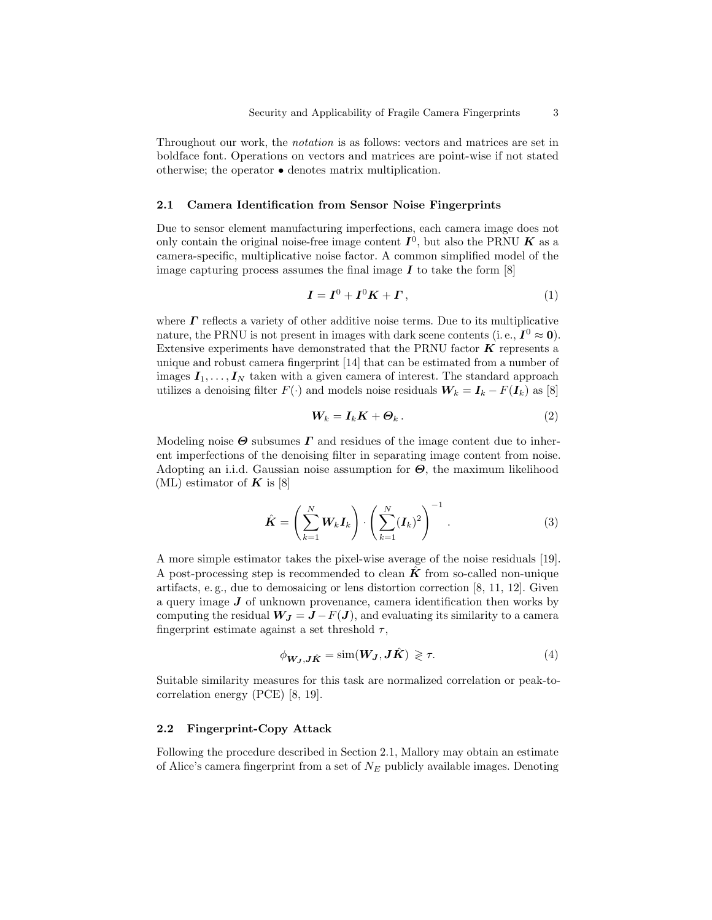Throughout our work, the *notation* is as follows: vectors and matrices are set in boldface font. Operations on vectors and matrices are point-wise if not stated otherwise; the operator $\bullet$ denotes matrix multiplication.

### 2.1 Camera Identification from Sensor Noise Fingerprints

Due to sensor element manufacturing imperfections, each camera image does not only contain the original noise-free image content $\boldsymbol{I}^0$, but also the PRNU $\boldsymbol{K}$ as a camera-specific, multiplicative noise factor. A common simplified model of the image capturing process assumes the final image $\boldsymbol{I}$ to take the form [8]

$$\boldsymbol{I} = \boldsymbol{I}^0 + \boldsymbol{I}^0\boldsymbol{K} + \boldsymbol{\Gamma}\,, \tag{1}$$

where $\boldsymbol{\Gamma}$ reflects a variety of other additive noise terms. Due to its multiplicative nature, the PRNU is not present in images with dark scene contents (i. e., $\boldsymbol{I}^0 \approx \boldsymbol{0}$). Extensive experiments have demonstrated that the PRNU factor $\boldsymbol{K}$ represents a unique and robust camera fingerprint [14] that can be estimated from a number of images $\boldsymbol{I}_1, \ldots, \boldsymbol{I}_N$ taken with a given camera of interest. The standard approach utilizes a denoising filter $F(\cdot)$ and models noise residuals $\boldsymbol{W}_k = \boldsymbol{I}_k - F(\boldsymbol{I}_k)$ as [8]

$$\boldsymbol{W}_k = \boldsymbol{I}_k\boldsymbol{K} + \boldsymbol{\Theta}_k\,. \tag{2}$$

Modeling noise $\boldsymbol{\Theta}$ subsumes $\boldsymbol{\Gamma}$ and residues of the image content due to inherent imperfections of the denoising filter in separating image content from noise. Adopting an i.i.d. Gaussian noise assumption for $\boldsymbol{\Theta}$, the maximum likelihood (ML) estimator of $\boldsymbol{K}$ is [8]

$$\hat{\boldsymbol{K}} = \left(\sum_{k=1}^{N} \boldsymbol{W}_k\boldsymbol{I}_k\right) \cdot \left(\sum_{k=1}^{N} (\boldsymbol{I}_k)^2\right)^{-1}\,. \tag{3}$$

A more simple estimator takes the pixel-wise average of the noise residuals [19]. A post-processing step is recommended to clean $\hat{\boldsymbol{K}}$ from so-called non-unique artifacts, e. g., due to demosaicing or lens distortion correction [8, 11, 12]. Given a query image $\boldsymbol{J}$ of unknown provenance, camera identification then works by computing the residual $\boldsymbol{W}_{\boldsymbol{J}} = \boldsymbol{J} - F(\boldsymbol{J})$, and evaluating its similarity to a camera fingerprint estimate against a set threshold $\tau$,

$$\phi_{\boldsymbol{W}_{\boldsymbol{J}},\boldsymbol{J}\hat{\boldsymbol{K}}} = \mathrm{sim}(\boldsymbol{W}_{\boldsymbol{J}}, \boldsymbol{J}\hat{\boldsymbol{K}}) \gtrless \tau. \tag{4}$$

Suitable similarity measures for this task are normalized correlation or peak-to-correlation energy (PCE) [8, 19].

### 2.2 Fingerprint-Copy Attack

Following the procedure described in Section 2.1, Mallory may obtain an estimate of Alice's camera fingerprint from a set of $N_E$ publicly available images. Denoting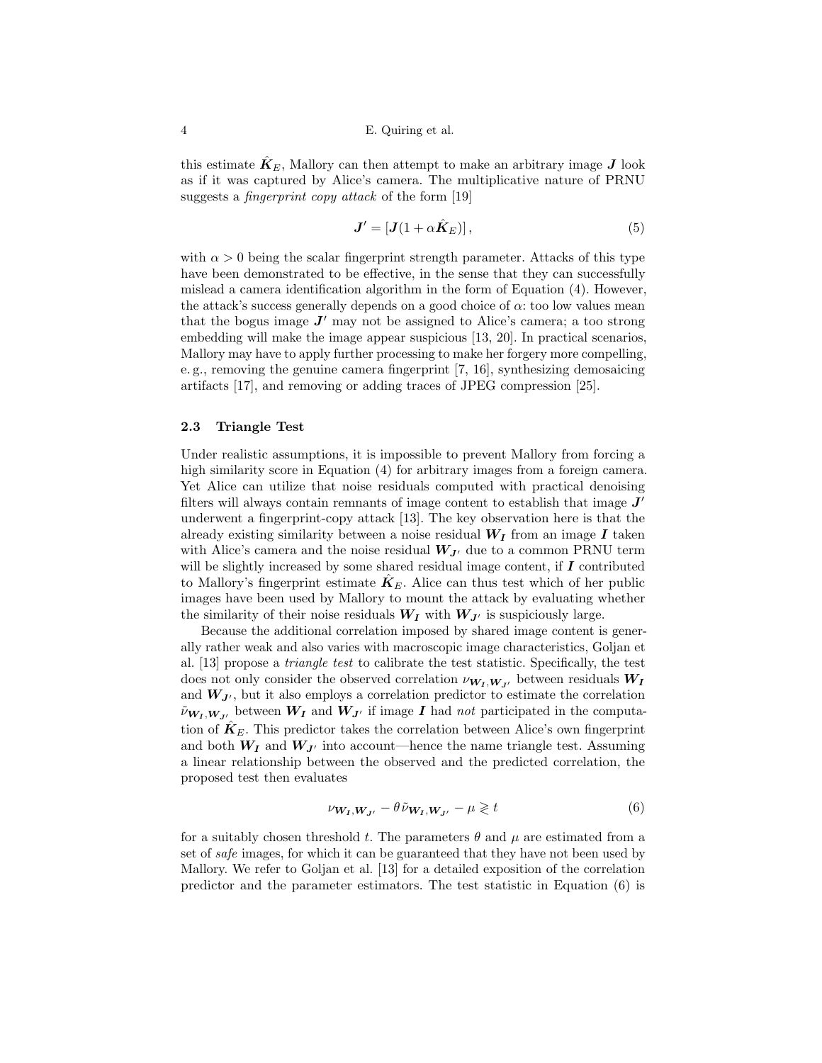this estimate $\hat{\boldsymbol{K}}_E$, Mallory can then attempt to make an arbitrary image $\boldsymbol{J}$ look as if it was captured by Alice's camera. The multiplicative nature of PRNU suggests a *fingerprint copy attack* of the form [19]

$$\boldsymbol{J}' = [\boldsymbol{J}(1 + \alpha \hat{\boldsymbol{K}}_E)] \,, \tag{5}$$

with $\alpha > 0$ being the scalar fingerprint strength parameter. Attacks of this type have been demonstrated to be effective, in the sense that they can successfully mislead a camera identification algorithm in the form of Equation (4). However, the attack's success generally depends on a good choice of $\alpha$: too low values mean that the bogus image $\boldsymbol{J}'$ may not be assigned to Alice's camera; a too strong embedding will make the image appear suspicious [13, 20]. In practical scenarios, Mallory may have to apply further processing to make her forgery more compelling, e. g., removing the genuine camera fingerprint [7, 16], synthesizing demosaicing artifacts [17], and removing or adding traces of JPEG compression [25].

### 2.3 Triangle Test

Under realistic assumptions, it is impossible to prevent Mallory from forcing a high similarity score in Equation (4) for arbitrary images from a foreign camera. Yet Alice can utilize that noise residuals computed with practical denoising filters will always contain remnants of image content to establish that image $\boldsymbol{J}'$ underwent a fingerprint-copy attack [13]. The key observation here is that the already existing similarity between a noise residual $\boldsymbol{W}_{\boldsymbol{I}}$ from an image $\boldsymbol{I}$ taken with Alice's camera and the noise residual $\boldsymbol{W}_{\boldsymbol{J}'}$ due to a common PRNU term will be slightly increased by some shared residual image content, if $\boldsymbol{I}$ contributed to Mallory's fingerprint estimate $\hat{\boldsymbol{K}}_E$. Alice can thus test which of her public images have been used by Mallory to mount the attack by evaluating whether the similarity of their noise residuals $\boldsymbol{W}_{\boldsymbol{I}}$ with $\boldsymbol{W}_{\boldsymbol{J}'}$ is suspiciously large.

Because the additional correlation imposed by shared image content is generally rather weak and also varies with macroscopic image characteristics, Goljan et al. [13] propose a *triangle test* to calibrate the test statistic. Specifically, the test does not only consider the observed correlation $\nu_{\boldsymbol{W}_{\boldsymbol{I}},\boldsymbol{W}_{\boldsymbol{J}'}}$ between residuals $\boldsymbol{W}_{\boldsymbol{I}}$ and $\boldsymbol{W}_{\boldsymbol{J}'}$, but it also employs a correlation predictor to estimate the correlation $\tilde{\nu}_{\boldsymbol{W}_{\boldsymbol{I}},\boldsymbol{W}_{\boldsymbol{J}'}}$ between $\boldsymbol{W}_{\boldsymbol{I}}$ and $\boldsymbol{W}_{\boldsymbol{J}'}$ if image $\boldsymbol{I}$ had *not* participated in the computation of $\hat{\boldsymbol{K}}_E$. This predictor takes the correlation between Alice's own fingerprint and both $\boldsymbol{W}_{\boldsymbol{I}}$ and $\boldsymbol{W}_{\boldsymbol{J}'}$ into account—hence the name triangle test. Assuming a linear relationship between the observed and the predicted correlation, the proposed test then evaluates

$$\nu_{\boldsymbol{W}_{\boldsymbol{I}},\boldsymbol{W}_{\boldsymbol{J}'}} - \theta \, \tilde{\nu}_{\boldsymbol{W}_{\boldsymbol{I}},\boldsymbol{W}_{\boldsymbol{J}'}} - \mu \gtrless t \tag{6}$$

for a suitably chosen threshold $t$. The parameters $\theta$ and $\mu$ are estimated from a set of *safe* images, for which it can be guaranteed that they have not been used by Mallory. We refer to Goljan et al. [13] for a detailed exposition of the correlation predictor and the parameter estimators. The test statistic in Equation (6) is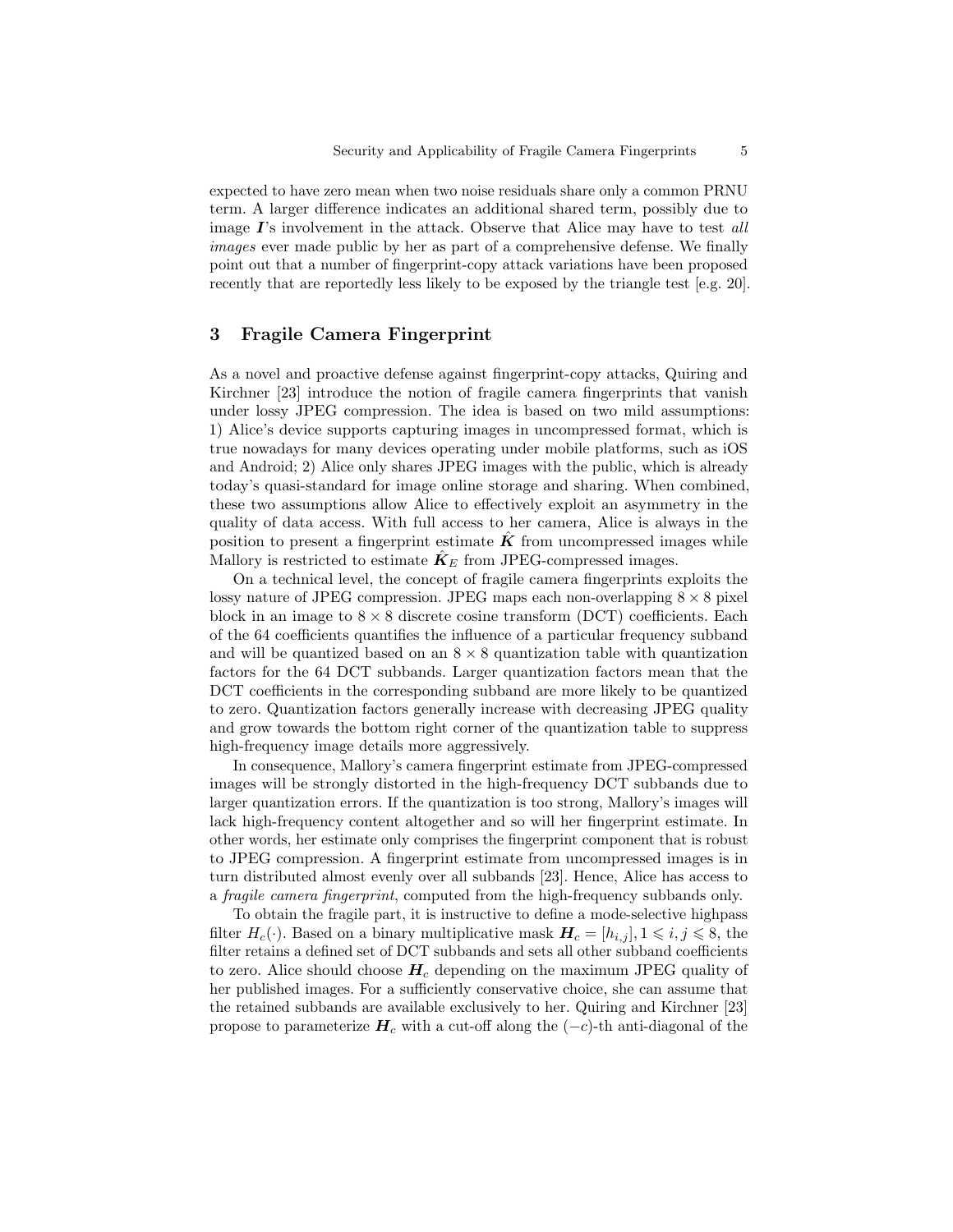expected to have zero mean when two noise residuals share only a common PRNU term. A larger difference indicates an additional shared term, possibly due to image $\boldsymbol{I}$'s involvement in the attack. Observe that Alice may have to test *all images* ever made public by her as part of a comprehensive defense. We finally point out that a number of fingerprint-copy attack variations have been proposed recently that are reportedly less likely to be exposed by the triangle test [e.g. 20].

## 3 Fragile Camera Fingerprint

As a novel and proactive defense against fingerprint-copy attacks, Quiring and Kirchner [23] introduce the notion of fragile camera fingerprints that vanish under lossy JPEG compression. The idea is based on two mild assumptions: 1) Alice's device supports capturing images in uncompressed format, which is true nowadays for many devices operating under mobile platforms, such as iOS and Android; 2) Alice only shares JPEG images with the public, which is already today's quasi-standard for image online storage and sharing. When combined, these two assumptions allow Alice to effectively exploit an asymmetry in the quality of data access. With full access to her camera, Alice is always in the position to present a fingerprint estimate $\hat{\boldsymbol{K}}$ from uncompressed images while Mallory is restricted to estimate $\hat{\boldsymbol{K}}_E$ from JPEG-compressed images.

On a technical level, the concept of fragile camera fingerprints exploits the lossy nature of JPEG compression. JPEG maps each non-overlapping $8 \times 8$ pixel block in an image to $8 \times 8$ discrete cosine transform (DCT) coefficients. Each of the 64 coefficients quantifies the influence of a particular frequency subband and will be quantized based on an $8 \times 8$ quantization table with quantization factors for the 64 DCT subbands. Larger quantization factors mean that the DCT coefficients in the corresponding subband are more likely to be quantized to zero. Quantization factors generally increase with decreasing JPEG quality and grow towards the bottom right corner of the quantization table to suppress high-frequency image details more aggressively.

In consequence, Mallory's camera fingerprint estimate from JPEG-compressed images will be strongly distorted in the high-frequency DCT subbands due to larger quantization errors. If the quantization is too strong, Mallory's images will lack high-frequency content altogether and so will her fingerprint estimate. In other words, her estimate only comprises the fingerprint component that is robust to JPEG compression. A fingerprint estimate from uncompressed images is in turn distributed almost evenly over all subbands [23]. Hence, Alice has access to a *fragile camera fingerprint*, computed from the high-frequency subbands only.

To obtain the fragile part, it is instructive to define a mode-selective highpass filter $H_c(\cdot)$. Based on a binary multiplicative mask $\boldsymbol{H}_c = [h_{i,j}], 1 \leqslant i, j \leqslant 8$, the filter retains a defined set of DCT subbands and sets all other subband coefficients to zero. Alice should choose $\boldsymbol{H}_c$ depending on the maximum JPEG quality of her published images. For a sufficiently conservative choice, she can assume that the retained subbands are available exclusively to her. Quiring and Kirchner [23] propose to parameterize $\boldsymbol{H}_c$ with a cut-off along the $(-c)$-th anti-diagonal of the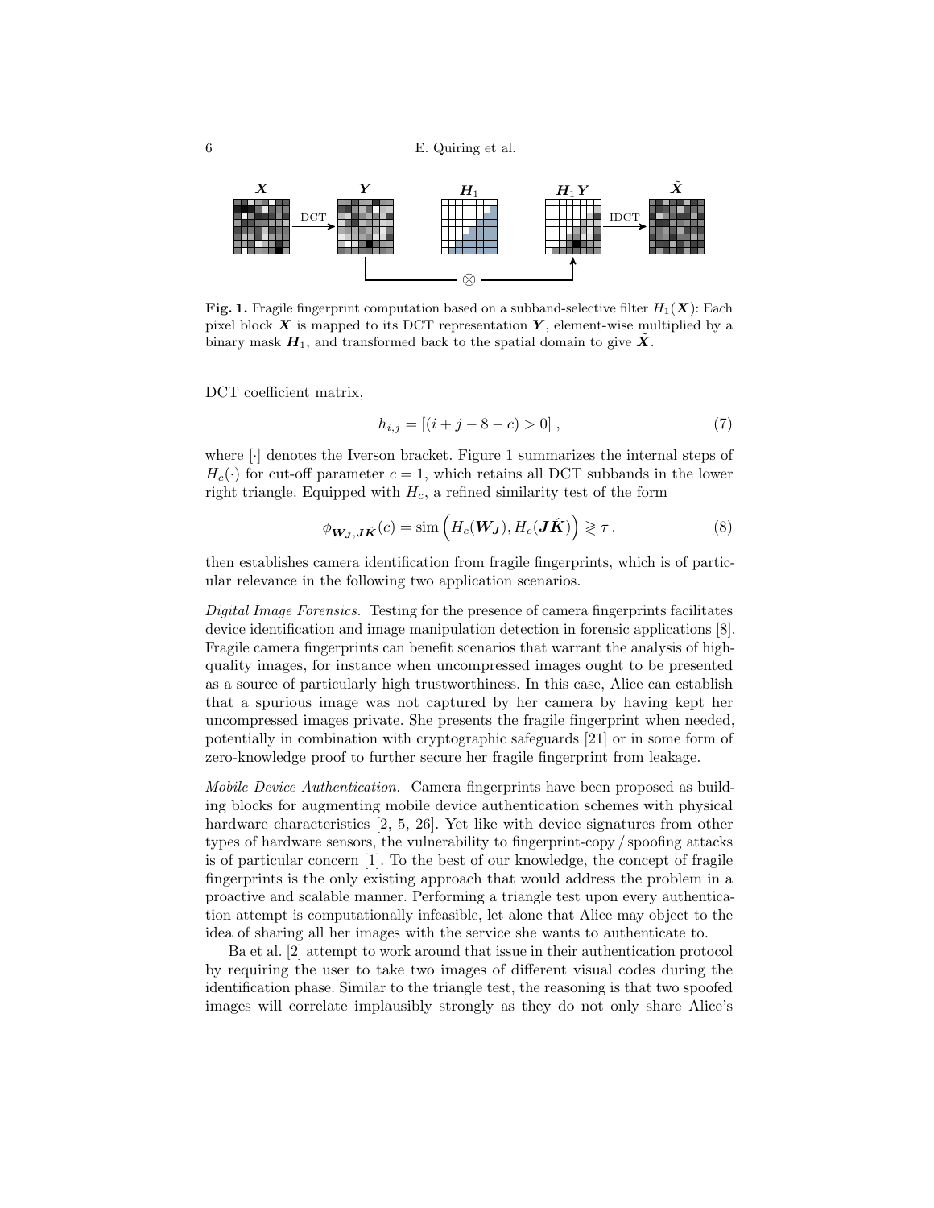**Fig. 1.** Fragile fingerprint computation based on a subband-selective filter $H_1(\boldsymbol{X})$: Each pixel block $\boldsymbol{X}$ is mapped to its DCT representation $\boldsymbol{Y}$, element-wise multiplied by a binary mask $\boldsymbol{H}_1$, and transformed back to the spatial domain to give $\tilde{\boldsymbol{X}}$.

DCT coefficient matrix,

$$h_{i,j} = [(i + j - 8 - c) > 0] \,, \tag{7}$$

where $[\cdot]$ denotes the Iverson bracket. Figure 1 summarizes the internal steps of $H_c(\cdot)$ for cut-off parameter $c = 1$, which retains all DCT subbands in the lower right triangle. Equipped with $H_c$, a refined similarity test of the form

$$\phi_{\boldsymbol{W_J}, \boldsymbol{J}\hat{\boldsymbol{K}}}(c) = \mathrm{sim}\left(H_c(\boldsymbol{W_J}), H_c(\boldsymbol{J}\hat{\boldsymbol{K}})\right) \gtrless \tau \,. \tag{8}$$

then establishes camera identification from fragile fingerprints, which is of particular relevance in the following two application scenarios.

*Digital Image Forensics.* Testing for the presence of camera fingerprints facilitates device identification and image manipulation detection in forensic applications [8]. Fragile camera fingerprints can benefit scenarios that warrant the analysis of high-quality images, for instance when uncompressed images ought to be presented as a source of particularly high trustworthiness. In this case, Alice can establish that a spurious image was not captured by her camera by having kept her uncompressed images private. She presents the fragile fingerprint when needed, potentially in combination with cryptographic safeguards [21] or in some form of zero-knowledge proof to further secure her fragile fingerprint from leakage.

*Mobile Device Authentication.* Camera fingerprints have been proposed as building blocks for augmenting mobile device authentication schemes with physical hardware characteristics [2, 5, 26]. Yet like with device signatures from other types of hardware sensors, the vulnerability to fingerprint-copy / spoofing attacks is of particular concern [1]. To the best of our knowledge, the concept of fragile fingerprints is the only existing approach that would address the problem in a proactive and scalable manner. Performing a triangle test upon every authentication attempt is computationally infeasible, let alone that Alice may object to the idea of sharing all her images with the service she wants to authenticate to.

Ba et al. [2] attempt to work around that issue in their authentication protocol by requiring the user to take two images of different visual codes during the identification phase. Similar to the triangle test, the reasoning is that two spoofed images will correlate implausibly strongly as they do not only share Alice's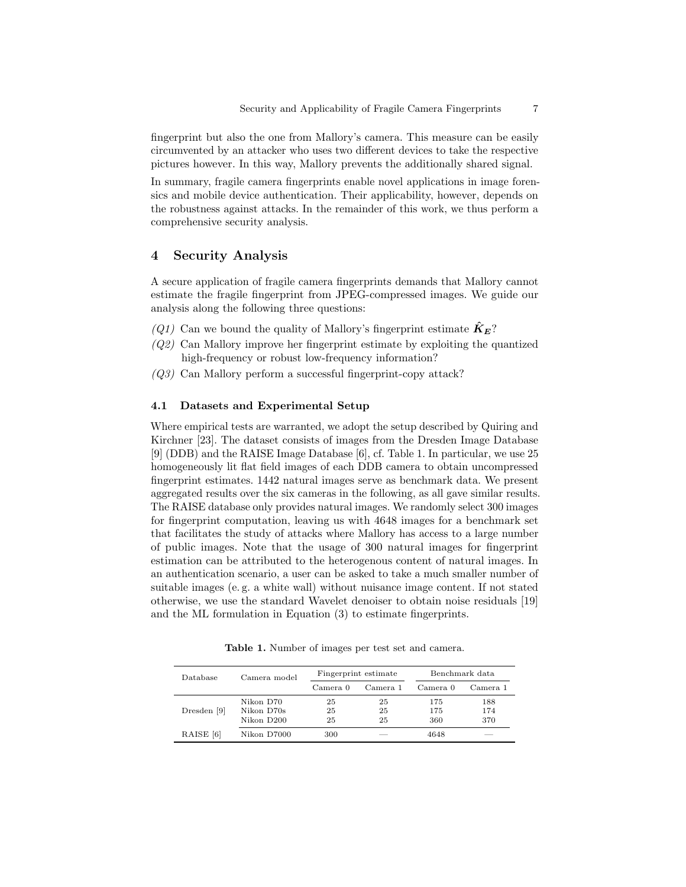fingerprint but also the one from Mallory's camera. This measure can be easily circumvented by an attacker who uses two different devices to take the respective pictures however. In this way, Mallory prevents the additionally shared signal.

In summary, fragile camera fingerprints enable novel applications in image forensics and mobile device authentication. Their applicability, however, depends on the robustness against attacks. In the remainder of this work, we thus perform a comprehensive security analysis.

## 4 Security Analysis

A secure application of fragile camera fingerprints demands that Mallory cannot estimate the fragile fingerprint from JPEG-compressed images. We guide our analysis along the following three questions:

- *(Q1)* Can we bound the quality of Mallory's fingerprint estimate $\hat{\boldsymbol{K}}_{\boldsymbol{E}}$?
- *(Q2)* Can Mallory improve her fingerprint estimate by exploiting the quantized high-frequency or robust low-frequency information?
- *(Q3)* Can Mallory perform a successful fingerprint-copy attack?

### 4.1 Datasets and Experimental Setup

Where empirical tests are warranted, we adopt the setup described by Quiring and Kirchner [23]. The dataset consists of images from the Dresden Image Database [9] (DDB) and the RAISE Image Database [6], cf. Table 1. In particular, we use 25 homogeneously lit flat field images of each DDB camera to obtain uncompressed fingerprint estimates. 1442 natural images serve as benchmark data. We present aggregated results over the six cameras in the following, as all gave similar results. The RAISE database only provides natural images. We randomly select 300 images for fingerprint computation, leaving us with 4648 images for a benchmark set that facilitates the study of attacks where Mallory has access to a large number of public images. Note that the usage of 300 natural images for fingerprint estimation can be attributed to the heterogenous content of natural images. In an authentication scenario, a user can be asked to take a much smaller number of suitable images (e. g. a white wall) without nuisance image content. If not stated otherwise, we use the standard Wavelet denoiser to obtain noise residuals [19] and the ML formulation in Equation (3) to estimate fingerprints.

**Table 1.** Number of images per test set and camera.

| Database | Camera model | Fingerprint estimate | | Benchmark data | |
|---|---|---|---|---|---|
| | | Camera 0 | Camera 1 | Camera 0 | Camera 1 |
| Dresden [9] | Nikon D70 | 25 | 25 | 175 | 188 |
| | Nikon D70s | 25 | 25 | 175 | 174 |
| | Nikon D200 | 25 | 25 | 360 | 370 |
| RAISE [6] | Nikon D7000 | 300 | — | 4648 | — |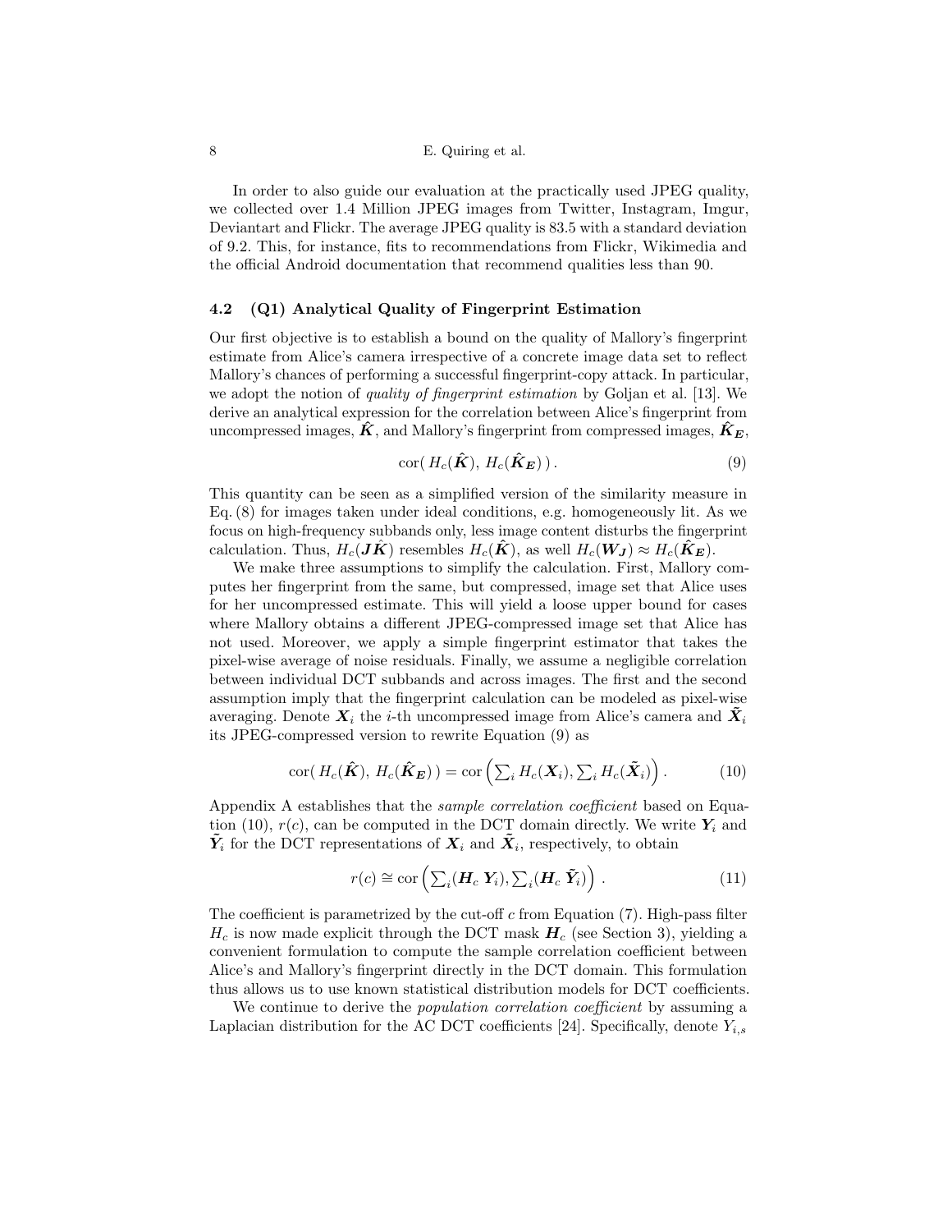In order to also guide our evaluation at the practically used JPEG quality, we collected over 1.4 Million JPEG images from Twitter, Instagram, Imgur, Deviantart and Flickr. The average JPEG quality is 83.5 with a standard deviation of 9.2. This, for instance, fits to recommendations from Flickr, Wikimedia and the official Android documentation that recommend qualities less than 90.

### 4.2 (Q1) Analytical Quality of Fingerprint Estimation

Our first objective is to establish a bound on the quality of Mallory's fingerprint estimate from Alice's camera irrespective of a concrete image data set to reflect Mallory's chances of performing a successful fingerprint-copy attack. In particular, we adopt the notion of *quality of fingerprint estimation* by Goljan et al. [13]. We derive an analytical expression for the correlation between Alice's fingerprint from uncompressed images, $\hat{\boldsymbol{K}}$, and Mallory's fingerprint from compressed images, $\hat{\boldsymbol{K}}_{\boldsymbol{E}}$,

$$\operatorname{cor}(\, H_c(\hat{\boldsymbol{K}}),\, H_c(\hat{\boldsymbol{K}}_{\boldsymbol{E}})\,)\,. \tag{9}$$

This quantity can be seen as a simplified version of the similarity measure in Eq. (8) for images taken under ideal conditions, e.g. homogeneously lit. As we focus on high-frequency subbands only, less image content disturbs the fingerprint calculation. Thus, $H_c(\boldsymbol{J}\hat{\boldsymbol{K}})$ resembles $H_c(\hat{\boldsymbol{K}})$, as well $H_c(\boldsymbol{W}_{\boldsymbol{J}}) \approx H_c(\hat{\boldsymbol{K}}_{\boldsymbol{E}})$.

We make three assumptions to simplify the calculation. First, Mallory computes her fingerprint from the same, but compressed, image set that Alice uses for her uncompressed estimate. This will yield a loose upper bound for cases where Mallory obtains a different JPEG-compressed image set that Alice has not used. Moreover, we apply a simple fingerprint estimator that takes the pixel-wise average of noise residuals. Finally, we assume a negligible correlation between individual DCT subbands and across images. The first and the second assumption imply that the fingerprint calculation can be modeled as pixel-wise averaging. Denote $\boldsymbol{X}_i$ the $i$-th uncompressed image from Alice's camera and $\tilde{\boldsymbol{X}}_i$ its JPEG-compressed version to rewrite Equation (9) as

$$\operatorname{cor}(\, H_c(\hat{\boldsymbol{K}}),\, H_c(\hat{\boldsymbol{K}}_{\boldsymbol{E}})\,) = \operatorname{cor}\left(\textstyle\sum_i H_c(\boldsymbol{X}_i), \sum_i H_c(\tilde{\boldsymbol{X}}_i)\right). \tag{10}$$

Appendix A establishes that the *sample correlation coefficient* based on Equation (10), $r(c)$, can be computed in the DCT domain directly. We write $\boldsymbol{Y}_i$ and $\tilde{\boldsymbol{Y}}_i$ for the DCT representations of $\boldsymbol{X}_i$ and $\tilde{\boldsymbol{X}}_i$, respectively, to obtain

$$r(c) \cong \operatorname{cor}\left(\textstyle\sum_i (\boldsymbol{H}_c\ \boldsymbol{Y}_i), \sum_i (\boldsymbol{H}_c\ \tilde{\boldsymbol{Y}}_i)\right)\,. \tag{11}$$

The coefficient is parametrized by the cut-off $c$ from Equation (7). High-pass filter $H_c$ is now made explicit through the DCT mask $\boldsymbol{H}_c$ (see Section 3), yielding a convenient formulation to compute the sample correlation coefficient between Alice's and Mallory's fingerprint directly in the DCT domain. This formulation thus allows us to use known statistical distribution models for DCT coefficients.

We continue to derive the *population correlation coefficient* by assuming a Laplacian distribution for the AC DCT coefficients [24]. Specifically, denote $Y_{i,s}$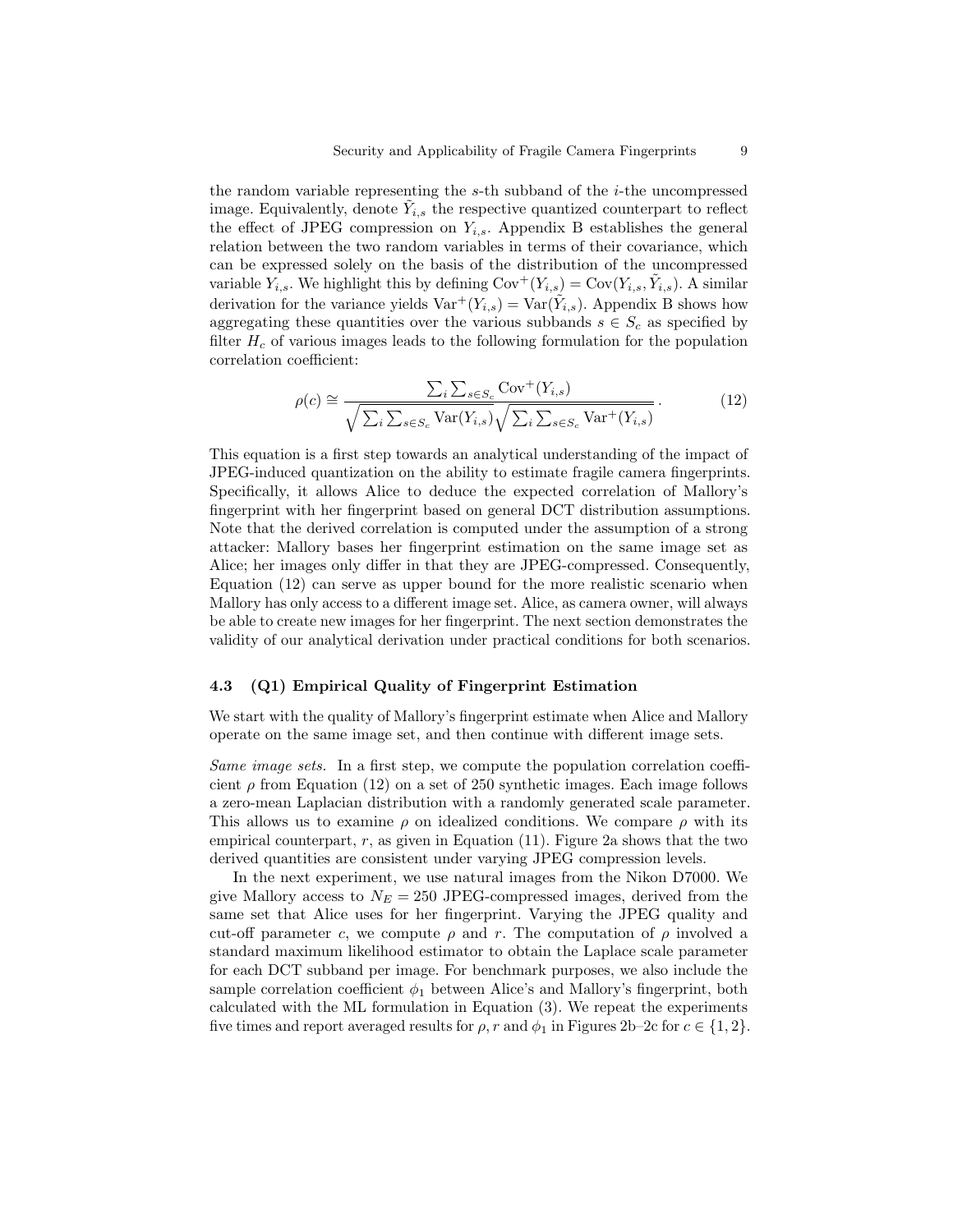the random variable representing the $s$-th subband of the $i$-the uncompressed image. Equivalently, denote $\tilde{Y}_{i,s}$ the respective quantized counterpart to reflect the effect of JPEG compression on $Y_{i,s}$. Appendix B establishes the general relation between the two random variables in terms of their covariance, which can be expressed solely on the basis of the distribution of the uncompressed variable $Y_{i,s}$. We highlight this by defining $\mathrm{Cov}^{+}(Y_{i,s}) = \mathrm{Cov}(Y_{i,s}, \tilde{Y}_{i,s})$. A similar derivation for the variance yields $\mathrm{Var}^{+}(Y_{i,s}) = \mathrm{Var}(\tilde{Y}_{i,s})$. Appendix B shows how aggregating these quantities over the various subbands $s \in S_c$ as specified by filter $H_c$ of various images leads to the following formulation for the population correlation coefficient:

$$\rho(c) \cong \frac{\sum_i \sum_{s \in S_c} \mathrm{Cov}^{+}(Y_{i,s})}{\sqrt{\sum_i \sum_{s \in S_c} \mathrm{Var}(Y_{i,s})} \sqrt{\sum_i \sum_{s \in S_c} \mathrm{Var}^{+}(Y_{i,s})}} \,. \tag{12}$$

This equation is a first step towards an analytical understanding of the impact of JPEG-induced quantization on the ability to estimate fragile camera fingerprints. Specifically, it allows Alice to deduce the expected correlation of Mallory's fingerprint with her fingerprint based on general DCT distribution assumptions. Note that the derived correlation is computed under the assumption of a strong attacker: Mallory bases her fingerprint estimation on the same image set as Alice; her images only differ in that they are JPEG-compressed. Consequently, Equation (12) can serve as upper bound for the more realistic scenario when Mallory has only access to a different image set. Alice, as camera owner, will always be able to create new images for her fingerprint. The next section demonstrates the validity of our analytical derivation under practical conditions for both scenarios.

### 4.3 (Q1) Empirical Quality of Fingerprint Estimation

We start with the quality of Mallory's fingerprint estimate when Alice and Mallory operate on the same image set, and then continue with different image sets.

*Same image sets.* In a first step, we compute the population correlation coefficient $\rho$ from Equation (12) on a set of 250 synthetic images. Each image follows a zero-mean Laplacian distribution with a randomly generated scale parameter. This allows us to examine $\rho$ on idealized conditions. We compare $\rho$ with its empirical counterpart, $r$, as given in Equation (11). Figure 2a shows that the two derived quantities are consistent under varying JPEG compression levels.

In the next experiment, we use natural images from the Nikon D7000. We give Mallory access to $N_E = 250$ JPEG-compressed images, derived from the same set that Alice uses for her fingerprint. Varying the JPEG quality and cut-off parameter $c$, we compute $\rho$ and $r$. The computation of $\rho$ involved a standard maximum likelihood estimator to obtain the Laplace scale parameter for each DCT subband per image. For benchmark purposes, we also include the sample correlation coefficient $\phi_1$ between Alice's and Mallory's fingerprint, both calculated with the ML formulation in Equation (3). We repeat the experiments five times and report averaged results for $\rho$, $r$ and $\phi_1$ in Figures 2b–2c for $c \in \{1, 2\}$.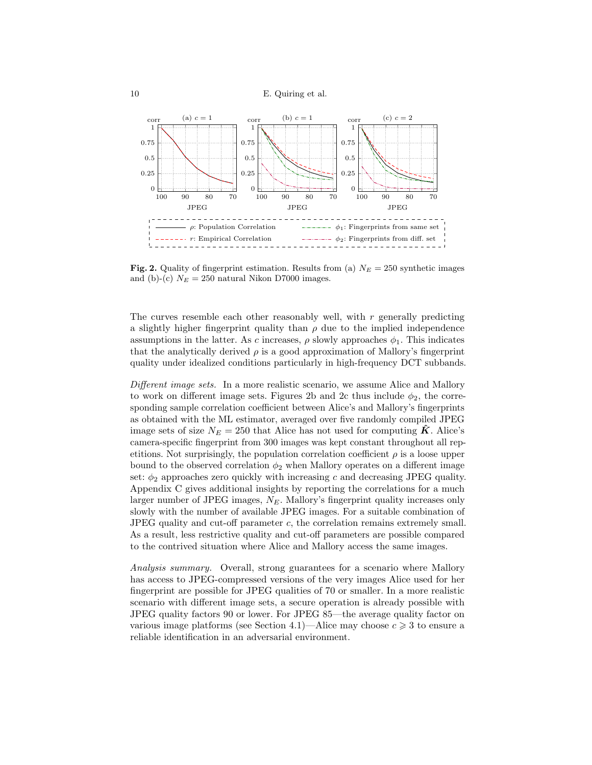**Fig. 2.** Quality of fingerprint estimation. Results from (a) $N_E = 250$ synthetic images and (b)-(c) $N_E = 250$ natural Nikon D7000 images.

The curves resemble each other reasonably well, with $r$ generally predicting a slightly higher fingerprint quality than $\rho$ due to the implied independence assumptions in the latter. As $c$ increases, $\rho$ slowly approaches $\phi_1$. This indicates that the analytically derived $\rho$ is a good approximation of Mallory's fingerprint quality under idealized conditions particularly in high-frequency DCT subbands.

*Different image sets.* In a more realistic scenario, we assume Alice and Mallory to work on different image sets. Figures 2b and 2c thus include $\phi_2$, the corresponding sample correlation coefficient between Alice's and Mallory's fingerprints as obtained with the ML estimator, averaged over five randomly compiled JPEG image sets of size $N_E = 250$ that Alice has not used for computing $\hat{\boldsymbol{K}}$. Alice's camera-specific fingerprint from 300 images was kept constant throughout all repetitions. Not surprisingly, the population correlation coefficient $\rho$ is a loose upper bound to the observed correlation $\phi_2$ when Mallory operates on a different image set: $\phi_2$ approaches zero quickly with increasing $c$ and decreasing JPEG quality. Appendix C gives additional insights by reporting the correlations for a much larger number of JPEG images, $N_E$. Mallory's fingerprint quality increases only slowly with the number of available JPEG images. For a suitable combination of JPEG quality and cut-off parameter $c$, the correlation remains extremely small. As a result, less restrictive quality and cut-off parameters are possible compared to the contrived situation where Alice and Mallory access the same images.

*Analysis summary.* Overall, strong guarantees for a scenario where Mallory has access to JPEG-compressed versions of the very images Alice used for her fingerprint are possible for JPEG qualities of 70 or smaller. In a more realistic scenario with different image sets, a secure operation is already possible with JPEG quality factors 90 or lower. For JPEG 85—the average quality factor on various image platforms (see Section 4.1)—Alice may choose $c \geqslant 3$ to ensure a reliable identification in an adversarial environment.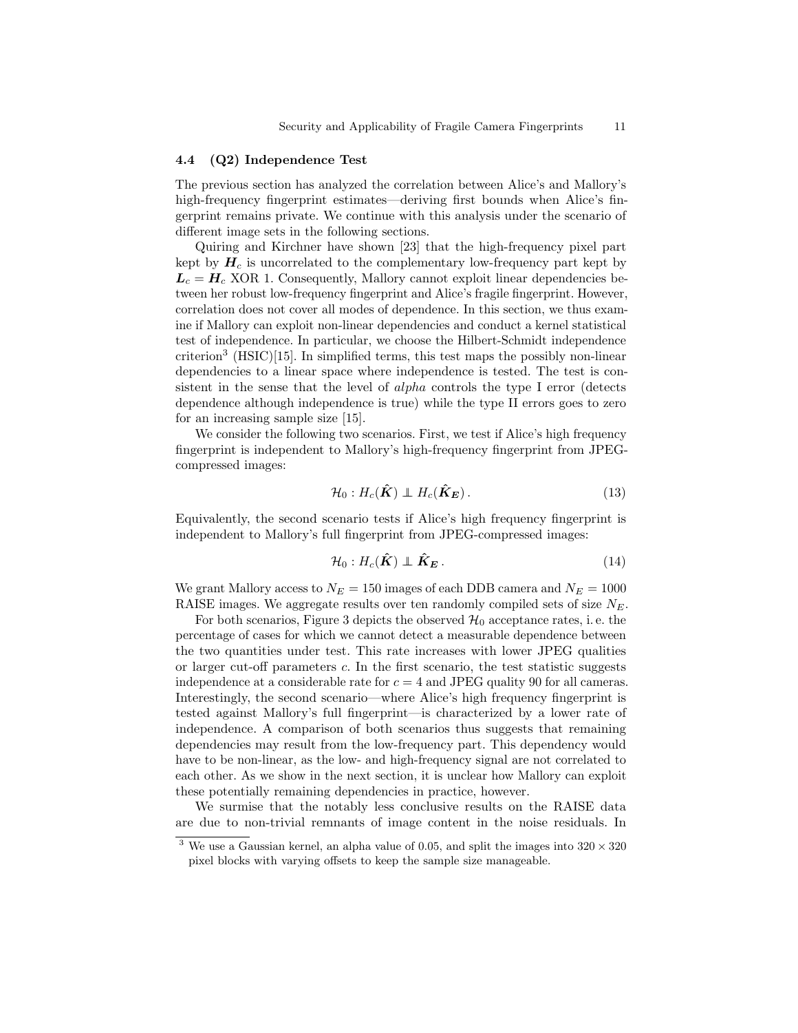### 4.4 (Q2) Independence Test

The previous section has analyzed the correlation between Alice's and Mallory's high-frequency fingerprint estimates—deriving first bounds when Alice's fingerprint remains private. We continue with this analysis under the scenario of different image sets in the following sections.

Quiring and Kirchner have shown [23] that the high-frequency pixel part kept by $\boldsymbol{H}_c$ is uncorrelated to the complementary low-frequency part kept by $\boldsymbol{L}_c = \boldsymbol{H}_c$ XOR 1. Consequently, Mallory cannot exploit linear dependencies between her robust low-frequency fingerprint and Alice's fragile fingerprint. However, correlation does not cover all modes of dependence. In this section, we thus examine if Mallory can exploit non-linear dependencies and conduct a kernel statistical test of independence. In particular, we choose the Hilbert-Schmidt independence criterion[3] (HSIC)[15]. In simplified terms, this test maps the possibly non-linear dependencies to a linear space where independence is tested. The test is consistent in the sense that the level of *alpha* controls the type I error (detects dependence although independence is true) while the type II errors goes to zero for an increasing sample size [15].

We consider the following two scenarios. First, we test if Alice's high frequency fingerprint is independent to Mallory's high-frequency fingerprint from JPEG-compressed images:

$$\mathcal{H}_0 : H_c(\hat{\boldsymbol{K}}) \perp\!\!\!\perp H_c(\hat{\boldsymbol{K}}_{\boldsymbol{E}}) . \tag{13}$$

Equivalently, the second scenario tests if Alice's high frequency fingerprint is independent to Mallory's full fingerprint from JPEG-compressed images:

$$\mathcal{H}_0 : H_c(\hat{\boldsymbol{K}}) \perp\!\!\!\perp \hat{\boldsymbol{K}}_{\boldsymbol{E}} . \tag{14}$$

We grant Mallory access to $N_E = 150$ images of each DDB camera and $N_E = 1000$ RAISE images. We aggregate results over ten randomly compiled sets of size $N_E$.

For both scenarios, Figure 3 depicts the observed $\mathcal{H}_0$ acceptance rates, i. e. the percentage of cases for which we cannot detect a measurable dependence between the two quantities under test. This rate increases with lower JPEG qualities or larger cut-off parameters $c$. In the first scenario, the test statistic suggests independence at a considerable rate for $c = 4$ and JPEG quality 90 for all cameras. Interestingly, the second scenario—where Alice's high frequency fingerprint is tested against Mallory's full fingerprint—is characterized by a lower rate of independence. A comparison of both scenarios thus suggests that remaining dependencies may result from the low-frequency part. This dependency would have to be non-linear, as the low- and high-frequency signal are not correlated to each other. As we show in the next section, it is unclear how Mallory can exploit these potentially remaining dependencies in practice, however.

We surmise that the notably less conclusive results on the RAISE data are due to non-trivial remnants of image content in the noise residuals. In

[3] We use a Gaussian kernel, an alpha value of 0.05, and split the images into $320 \times 320$ pixel blocks with varying offsets to keep the sample size manageable.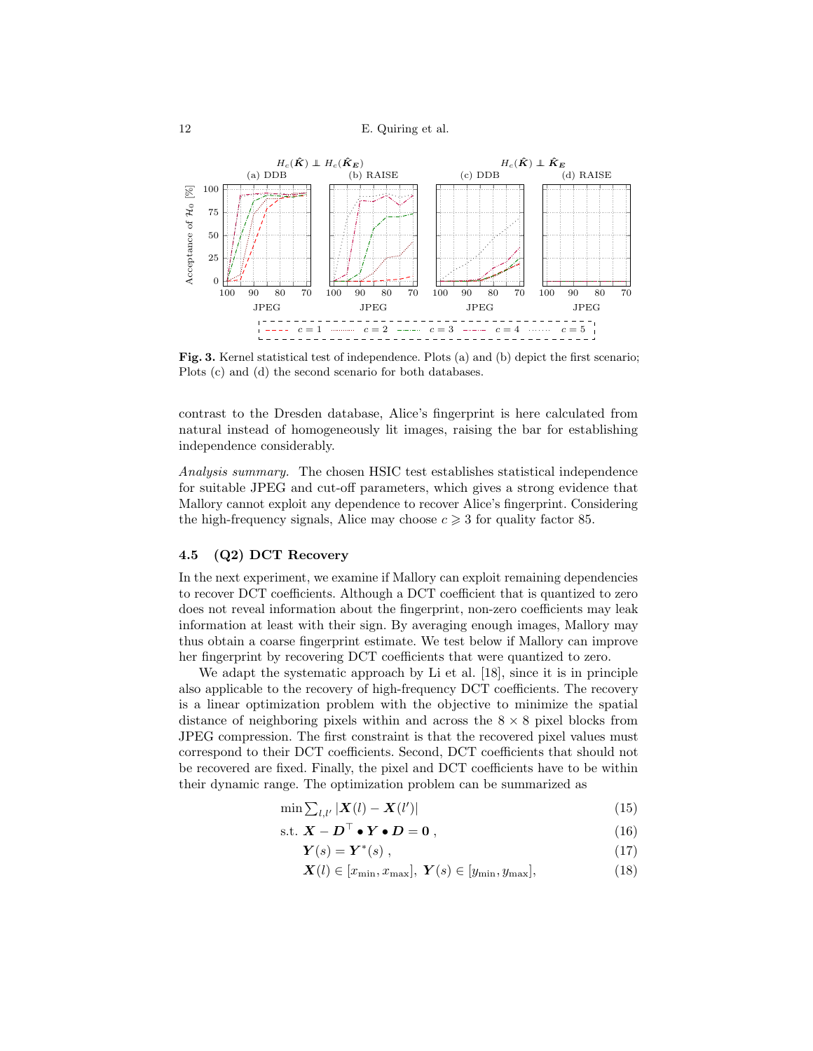**Fig. 3.** Kernel statistical test of independence. Plots (a) and (b) depict the first scenario; Plots (c) and (d) the second scenario for both databases.

contrast to the Dresden database, Alice's fingerprint is here calculated from natural instead of homogeneously lit images, raising the bar for establishing independence considerably.

*Analysis summary.* The chosen HSIC test establishes statistical independence for suitable JPEG and cut-off parameters, which gives a strong evidence that Mallory cannot exploit any dependence to recover Alice's fingerprint. Considering the high-frequency signals, Alice may choose $c \geqslant 3$ for quality factor 85.

### 4.5 (Q2) DCT Recovery

In the next experiment, we examine if Mallory can exploit remaining dependencies to recover DCT coefficients. Although a DCT coefficient that is quantized to zero does not reveal information about the fingerprint, non-zero coefficients may leak information at least with their sign. By averaging enough images, Mallory may thus obtain a coarse fingerprint estimate. We test below if Mallory can improve her fingerprint by recovering DCT coefficients that were quantized to zero.

We adapt the systematic approach by Li et al. [18], since it is in principle also applicable to the recovery of high-frequency DCT coefficients. The recovery is a linear optimization problem with the objective to minimize the spatial distance of neighboring pixels within and across the $8 \times 8$ pixel blocks from JPEG compression. The first constraint is that the recovered pixel values must correspond to their DCT coefficients. Second, DCT coefficients that should not be recovered are fixed. Finally, the pixel and DCT coefficients have to be within their dynamic range. The optimization problem can be summarized as

$$\min \textstyle\sum_{l,l'} |\boldsymbol{X}(l) - \boldsymbol{X}(l')| \tag{15}$$

$$\text{s.t. } \boldsymbol{X} - \boldsymbol{D}^{\top} \bullet \boldsymbol{Y} \bullet \boldsymbol{D} = \boldsymbol{0} \,, \tag{16}$$

$$\boldsymbol{Y}(s) = \boldsymbol{Y}^{*}(s) \,, \tag{17}$$

$$\boldsymbol{X}(l) \in [x_{\min}, x_{\max}], \; \boldsymbol{Y}(s) \in [y_{\min}, y_{\max}], \tag{18}$$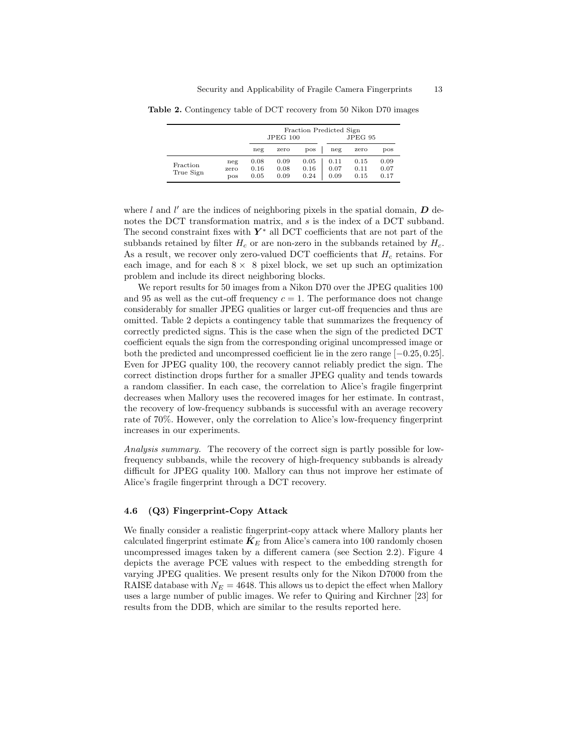**Table 2.** Contingency table of DCT recovery from 50 Nikon D70 images

| | | Fraction Predicted Sign | | | | | |
|---|---|---|---|---|---|---|---|
| | | JPEG 100 | | | JPEG 95 | | |
| | | neg | zero | pos | neg | zero | pos |
| Fraction True Sign | neg | 0.08 | 0.09 | 0.05 | 0.11 | 0.15 | 0.09 |
| | zero | 0.16 | 0.08 | 0.16 | 0.07 | 0.11 | 0.07 |
| | pos | 0.05 | 0.09 | 0.24 | 0.09 | 0.15 | 0.17 |

where $l$ and $l'$ are the indices of neighboring pixels in the spatial domain, $\boldsymbol{D}$ denotes the DCT transformation matrix, and $s$ is the index of a DCT subband. The second constraint fixes with $\boldsymbol{Y}^*$ all DCT coefficients that are not part of the subbands retained by filter $H_c$ or are non-zero in the subbands retained by $H_c$. As a result, we recover only zero-valued DCT coefficients that $H_c$ retains. For each image, and for each $8 \times 8$ pixel block, we set up such an optimization problem and include its direct neighboring blocks.

We report results for 50 images from a Nikon D70 over the JPEG qualities 100 and 95 as well as the cut-off frequency $c = 1$. The performance does not change considerably for smaller JPEG qualities or larger cut-off frequencies and thus are omitted. Table 2 depicts a contingency table that summarizes the frequency of correctly predicted signs. This is the case when the sign of the predicted DCT coefficient equals the sign from the corresponding original uncompressed image or both the predicted and uncompressed coefficient lie in the zero range $[-0.25, 0.25]$. Even for JPEG quality 100, the recovery cannot reliably predict the sign. The correct distinction drops further for a smaller JPEG quality and tends towards a random classifier. In each case, the correlation to Alice's fragile fingerprint decreases when Mallory uses the recovered images for her estimate. In contrast, the recovery of low-frequency subbands is successful with an average recovery rate of 70%. However, only the correlation to Alice's low-frequency fingerprint increases in our experiments.

*Analysis summary.* The recovery of the correct sign is partly possible for low-frequency subbands, while the recovery of high-frequency subbands is already difficult for JPEG quality 100. Mallory can thus not improve her estimate of Alice's fragile fingerprint through a DCT recovery.

### 4.6 (Q3) Fingerprint-Copy Attack

We finally consider a realistic fingerprint-copy attack where Mallory plants her calculated fingerprint estimate $\hat{\boldsymbol{K}}_E$ from Alice's camera into 100 randomly chosen uncompressed images taken by a different camera (see Section 2.2). Figure 4 depicts the average PCE values with respect to the embedding strength for varying JPEG qualities. We present results only for the Nikon D7000 from the RAISE database with $N_E = 4648$. This allows us to depict the effect when Mallory uses a large number of public images. We refer to Quiring and Kirchner [23] for results from the DDB, which are similar to the results reported here.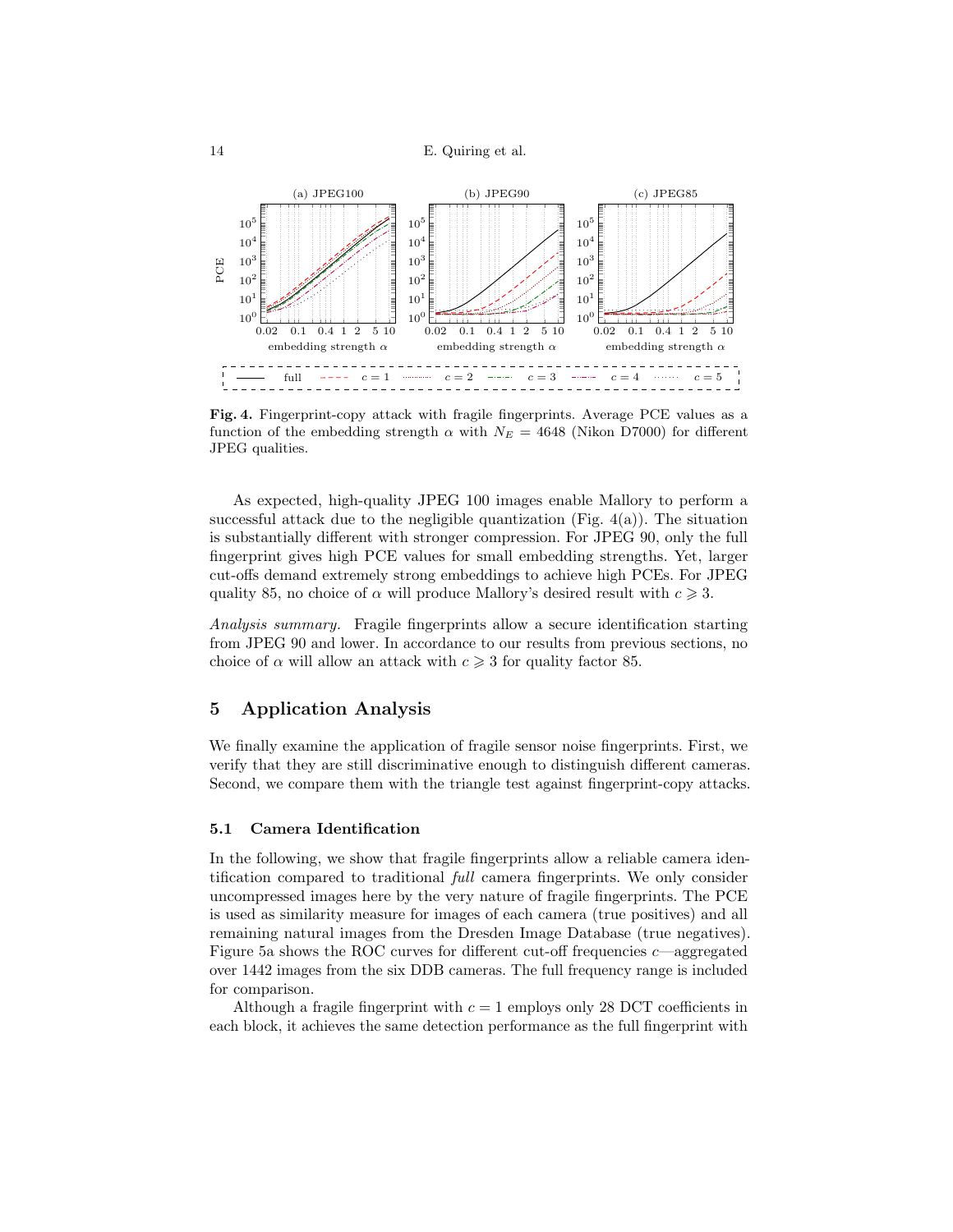**Fig. 4.** Fingerprint-copy attack with fragile fingerprints. Average PCE values as a function of the embedding strength $\alpha$ with $N_E = 4648$ (Nikon D7000) for different JPEG qualities.

As expected, high-quality JPEG 100 images enable Mallory to perform a successful attack due to the negligible quantization (Fig. 4(a)). The situation is substantially different with stronger compression. For JPEG 90, only the full fingerprint gives high PCE values for small embedding strengths. Yet, larger cut-offs demand extremely strong embeddings to achieve high PCEs. For JPEG quality 85, no choice of $\alpha$ will produce Mallory's desired result with $c \geqslant 3$.

*Analysis summary.* Fragile fingerprints allow a secure identification starting from JPEG 90 and lower. In accordance to our results from previous sections, no choice of $\alpha$ will allow an attack with $c \geqslant 3$ for quality factor 85.

## 5 Application Analysis

We finally examine the application of fragile sensor noise fingerprints. First, we verify that they are still discriminative enough to distinguish different cameras. Second, we compare them with the triangle test against fingerprint-copy attacks.

### 5.1 Camera Identification

In the following, we show that fragile fingerprints allow a reliable camera identification compared to traditional *full* camera fingerprints. We only consider uncompressed images here by the very nature of fragile fingerprints. The PCE is used as similarity measure for images of each camera (true positives) and all remaining natural images from the Dresden Image Database (true negatives). Figure 5a shows the ROC curves for different cut-off frequencies $c$—aggregated over 1442 images from the six DDB cameras. The full frequency range is included for comparison.

Although a fragile fingerprint with $c = 1$ employs only 28 DCT coefficients in each block, it achieves the same detection performance as the full fingerprint with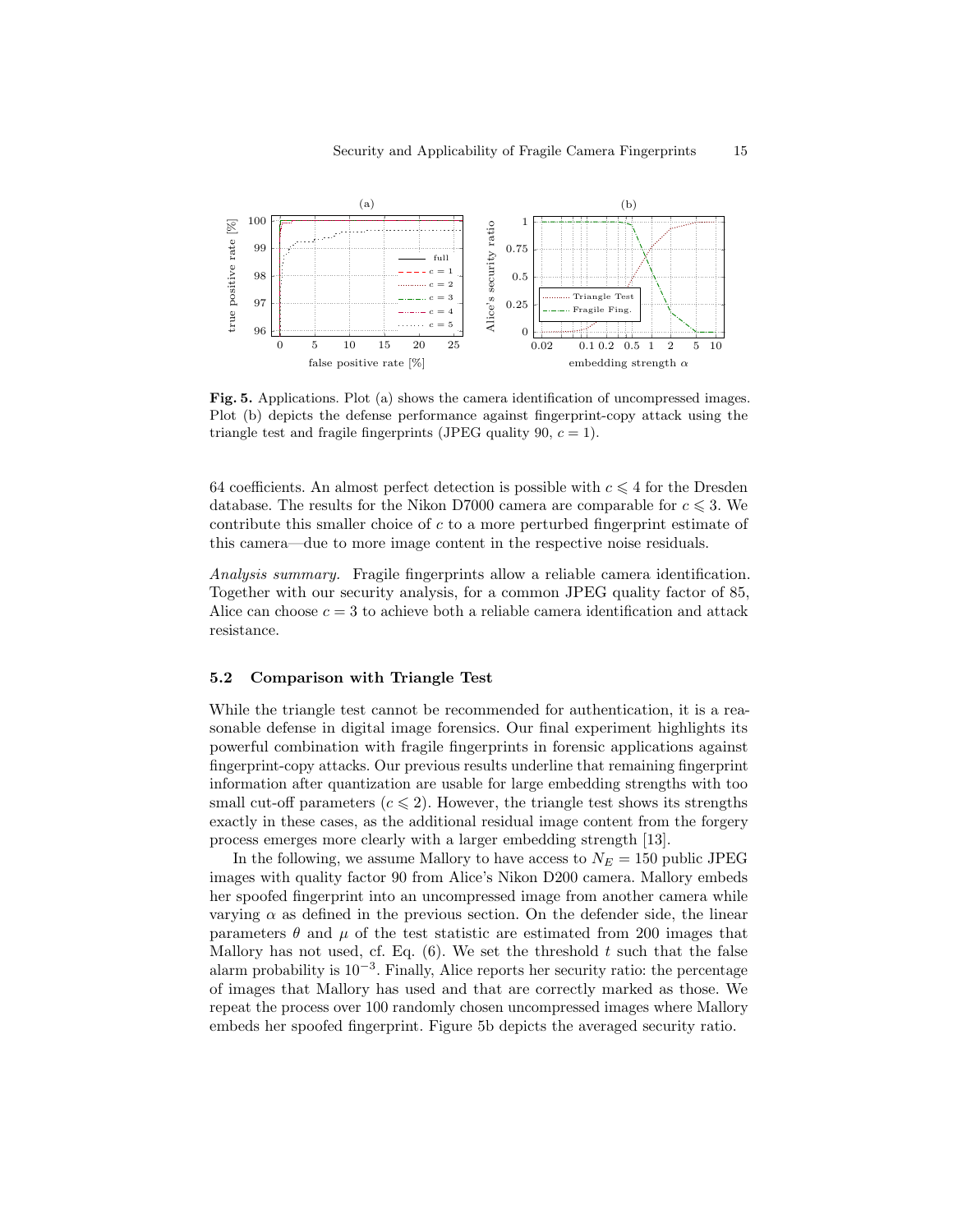**Fig. 5.** Applications. Plot (a) shows the camera identification of uncompressed images. Plot (b) depicts the defense performance against fingerprint-copy attack using the triangle test and fragile fingerprints (JPEG quality 90, $c = 1$).

64 coefficients. An almost perfect detection is possible with $c \leqslant 4$ for the Dresden database. The results for the Nikon D7000 camera are comparable for $c \leqslant 3$. We contribute this smaller choice of $c$ to a more perturbed fingerprint estimate of this camera—due to more image content in the respective noise residuals.

*Analysis summary.* Fragile fingerprints allow a reliable camera identification. Together with our security analysis, for a common JPEG quality factor of 85, Alice can choose $c = 3$ to achieve both a reliable camera identification and attack resistance.

### 5.2 Comparison with Triangle Test

While the triangle test cannot be recommended for authentication, it is a reasonable defense in digital image forensics. Our final experiment highlights its powerful combination with fragile fingerprints in forensic applications against fingerprint-copy attacks. Our previous results underline that remaining fingerprint information after quantization are usable for large embedding strengths with too small cut-off parameters ($c \leqslant 2$). However, the triangle test shows its strengths exactly in these cases, as the additional residual image content from the forgery process emerges more clearly with a larger embedding strength [13].

In the following, we assume Mallory to have access to $N_E = 150$ public JPEG images with quality factor 90 from Alice's Nikon D200 camera. Mallory embeds her spoofed fingerprint into an uncompressed image from another camera while varying $\alpha$ as defined in the previous section. On the defender side, the linear parameters $\theta$ and $\mu$ of the test statistic are estimated from 200 images that Mallory has not used, cf. Eq. (6). We set the threshold $t$ such that the false alarm probability is $10^{-3}$. Finally, Alice reports her security ratio: the percentage of images that Mallory has used and that are correctly marked as those. We repeat the process over 100 randomly chosen uncompressed images where Mallory embeds her spoofed fingerprint. Figure 5b depicts the averaged security ratio.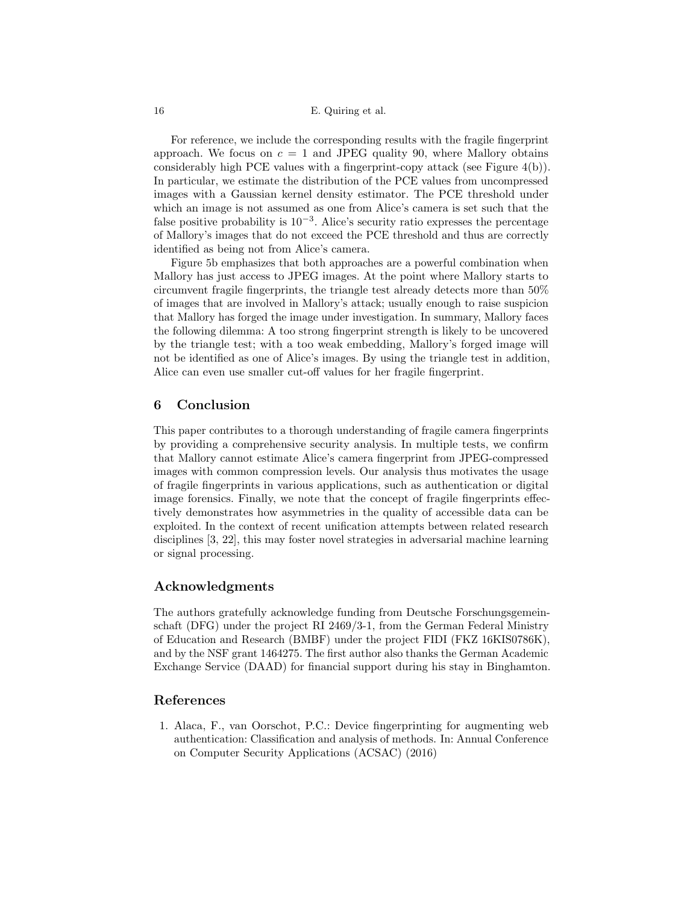For reference, we include the corresponding results with the fragile fingerprint approach. We focus on $c = 1$ and JPEG quality 90, where Mallory obtains considerably high PCE values with a fingerprint-copy attack (see Figure 4(b)). In particular, we estimate the distribution of the PCE values from uncompressed images with a Gaussian kernel density estimator. The PCE threshold under which an image is not assumed as one from Alice's camera is set such that the false positive probability is $10^{-3}$. Alice's security ratio expresses the percentage of Mallory's images that do not exceed the PCE threshold and thus are correctly identified as being not from Alice's camera.

Figure 5b emphasizes that both approaches are a powerful combination when Mallory has just access to JPEG images. At the point where Mallory starts to circumvent fragile fingerprints, the triangle test already detects more than 50% of images that are involved in Mallory's attack; usually enough to raise suspicion that Mallory has forged the image under investigation. In summary, Mallory faces the following dilemma: A too strong fingerprint strength is likely to be uncovered by the triangle test; with a too weak embedding, Mallory's forged image will not be identified as one of Alice's images. By using the triangle test in addition, Alice can even use smaller cut-off values for her fragile fingerprint.

## 6 Conclusion

This paper contributes to a thorough understanding of fragile camera fingerprints by providing a comprehensive security analysis. In multiple tests, we confirm that Mallory cannot estimate Alice's camera fingerprint from JPEG-compressed images with common compression levels. Our analysis thus motivates the usage of fragile fingerprints in various applications, such as authentication or digital image forensics. Finally, we note that the concept of fragile fingerprints effectively demonstrates how asymmetries in the quality of accessible data can be exploited. In the context of recent unification attempts between related research disciplines [3, 22], this may foster novel strategies in adversarial machine learning or signal processing.

## Acknowledgments

The authors gratefully acknowledge funding from Deutsche Forschungsgemeinschaft (DFG) under the project RI 2469/3-1, from the German Federal Ministry of Education and Research (BMBF) under the project FIDI (FKZ 16KIS0786K), and by the NSF grant 1464275. The first author also thanks the German Academic Exchange Service (DAAD) for financial support during his stay in Binghamton.

## References

1. Alaca, F., van Oorschot, P.C.: Device fingerprinting for augmenting web authentication: Classification and analysis of methods. In: Annual Conference on Computer Security Applications (ACSAC) (2016)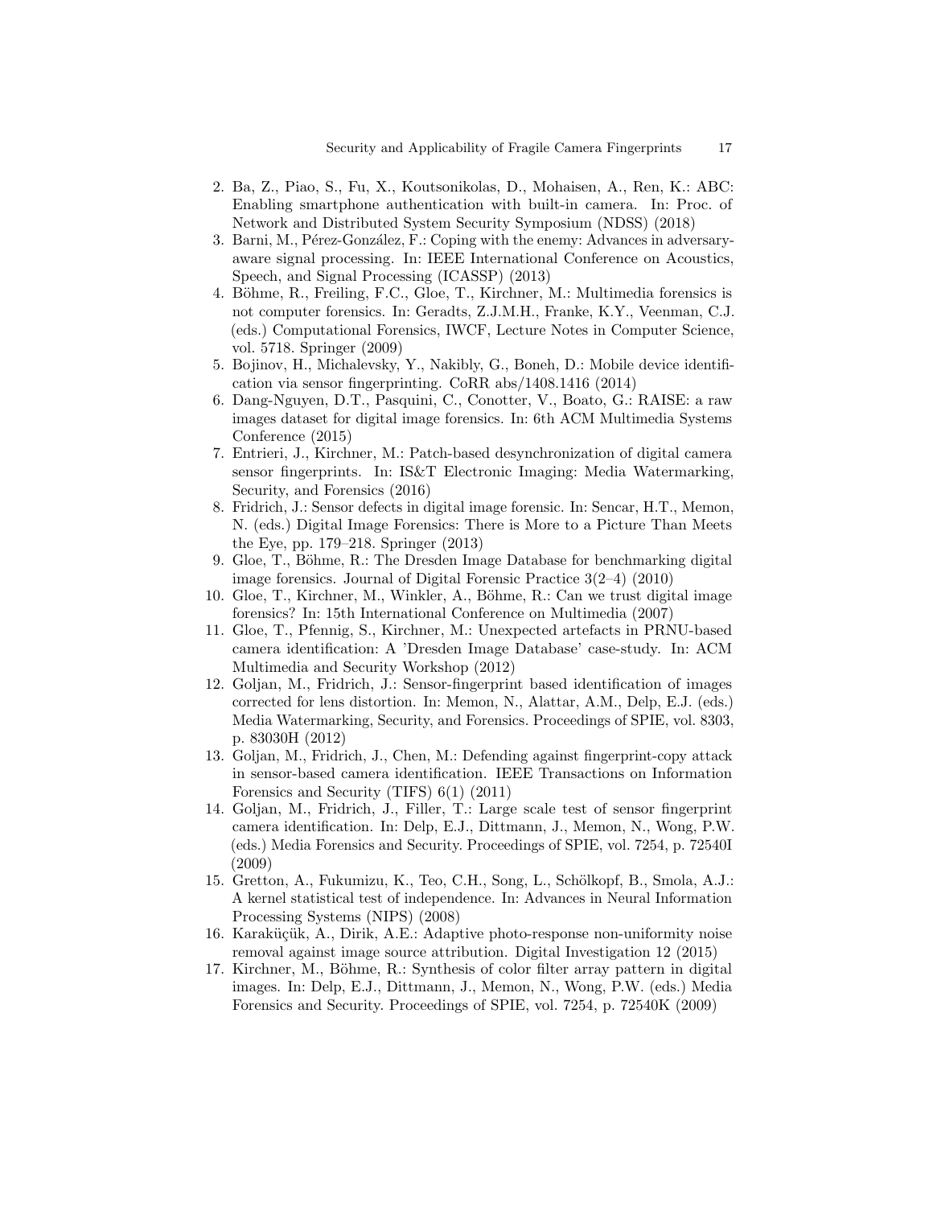2. Ba, Z., Piao, S., Fu, X., Koutsonikolas, D., Mohaisen, A., Ren, K.: ABC: Enabling smartphone authentication with built-in camera. In: Proc. of Network and Distributed System Security Symposium (NDSS) (2018)
3. Barni, M., Pérez-González, F.: Coping with the enemy: Advances in adversary-aware signal processing. In: IEEE International Conference on Acoustics, Speech, and Signal Processing (ICASSP) (2013)
4. Böhme, R., Freiling, F.C., Gloe, T., Kirchner, M.: Multimedia forensics is not computer forensics. In: Geradts, Z.J.M.H., Franke, K.Y., Veenman, C.J. (eds.) Computational Forensics, IWCF, Lecture Notes in Computer Science, vol. 5718. Springer (2009)
5. Bojinov, H., Michalevsky, Y., Nakibly, G., Boneh, D.: Mobile device identification via sensor fingerprinting. CoRR abs/1408.1416 (2014)
6. Dang-Nguyen, D.T., Pasquini, C., Conotter, V., Boato, G.: RAISE: a raw images dataset for digital image forensics. In: 6th ACM Multimedia Systems Conference (2015)
7. Entrieri, J., Kirchner, M.: Patch-based desynchronization of digital camera sensor fingerprints. In: IS&T Electronic Imaging: Media Watermarking, Security, and Forensics (2016)
8. Fridrich, J.: Sensor defects in digital image forensic. In: Sencar, H.T., Memon, N. (eds.) Digital Image Forensics: There is More to a Picture Than Meets the Eye, pp. 179–218. Springer (2013)
9. Gloe, T., Böhme, R.: The Dresden Image Database for benchmarking digital image forensics. Journal of Digital Forensic Practice 3(2–4) (2010)
10. Gloe, T., Kirchner, M., Winkler, A., Böhme, R.: Can we trust digital image forensics? In: 15th International Conference on Multimedia (2007)
11. Gloe, T., Pfennig, S., Kirchner, M.: Unexpected artefacts in PRNU-based camera identification: A 'Dresden Image Database' case-study. In: ACM Multimedia and Security Workshop (2012)
12. Goljan, M., Fridrich, J.: Sensor-fingerprint based identification of images corrected for lens distortion. In: Memon, N., Alattar, A.M., Delp, E.J. (eds.) Media Watermarking, Security, and Forensics. Proceedings of SPIE, vol. 8303, p. 83030H (2012)
13. Goljan, M., Fridrich, J., Chen, M.: Defending against fingerprint-copy attack in sensor-based camera identification. IEEE Transactions on Information Forensics and Security (TIFS) 6(1) (2011)
14. Goljan, M., Fridrich, J., Filler, T.: Large scale test of sensor fingerprint camera identification. In: Delp, E.J., Dittmann, J., Memon, N., Wong, P.W. (eds.) Media Forensics and Security. Proceedings of SPIE, vol. 7254, p. 72540I (2009)
15. Gretton, A., Fukumizu, K., Teo, C.H., Song, L., Schölkopf, B., Smola, A.J.: A kernel statistical test of independence. In: Advances in Neural Information Processing Systems (NIPS) (2008)
16. Karaküçük, A., Dirik, A.E.: Adaptive photo-response non-uniformity noise removal against image source attribution. Digital Investigation 12 (2015)
17. Kirchner, M., Böhme, R.: Synthesis of color filter array pattern in digital images. In: Delp, E.J., Dittmann, J., Memon, N., Wong, P.W. (eds.) Media Forensics and Security. Proceedings of SPIE, vol. 7254, p. 72540K (2009)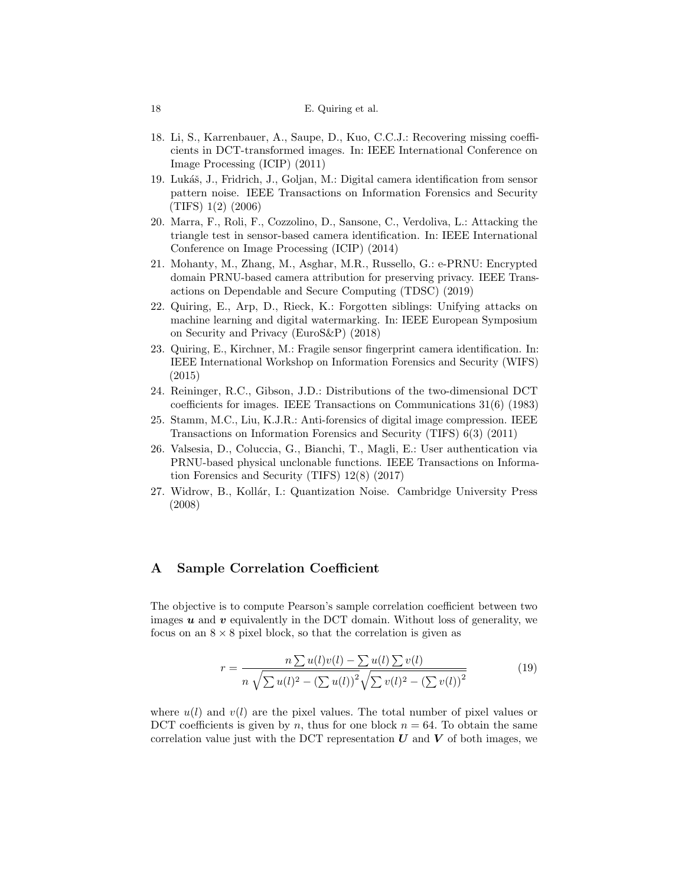18. Li, S., Karrenbauer, A., Saupe, D., Kuo, C.C.J.: Recovering missing coefficients in DCT-transformed images. In: IEEE International Conference on Image Processing (ICIP) (2011)
19. Lukáš, J., Fridrich, J., Goljan, M.: Digital camera identification from sensor pattern noise. IEEE Transactions on Information Forensics and Security (TIFS) 1(2) (2006)
20. Marra, F., Roli, F., Cozzolino, D., Sansone, C., Verdoliva, L.: Attacking the triangle test in sensor-based camera identification. In: IEEE International Conference on Image Processing (ICIP) (2014)
21. Mohanty, M., Zhang, M., Asghar, M.R., Russello, G.: e-PRNU: Encrypted domain PRNU-based camera attribution for preserving privacy. IEEE Transactions on Dependable and Secure Computing (TDSC) (2019)
22. Quiring, E., Arp, D., Rieck, K.: Forgotten siblings: Unifying attacks on machine learning and digital watermarking. In: IEEE European Symposium on Security and Privacy (EuroS&P) (2018)
23. Quiring, E., Kirchner, M.: Fragile sensor fingerprint camera identification. In: IEEE International Workshop on Information Forensics and Security (WIFS) (2015)
24. Reininger, R.C., Gibson, J.D.: Distributions of the two-dimensional DCT coefficients for images. IEEE Transactions on Communications 31(6) (1983)
25. Stamm, M.C., Liu, K.J.R.: Anti-forensics of digital image compression. IEEE Transactions on Information Forensics and Security (TIFS) 6(3) (2011)
26. Valsesia, D., Coluccia, G., Bianchi, T., Magli, E.: User authentication via PRNU-based physical unclonable functions. IEEE Transactions on Information Forensics and Security (TIFS) 12(8) (2017)
27. Widrow, B., Kollár, I.: Quantization Noise. Cambridge University Press (2008)

## A Sample Correlation Coefficient

The objective is to compute Pearson's sample correlation coefficient between two images $\boldsymbol{u}$ and $\boldsymbol{v}$ equivalently in the DCT domain. Without loss of generality, we focus on an $8 \times 8$ pixel block, so that the correlation is given as

$$r = \frac{n \sum u(l)v(l) - \sum u(l) \sum v(l)}{n \sqrt{\sum u(l)^2 - \left(\sum u(l)\right)^2} \sqrt{\sum v(l)^2 - \left(\sum v(l)\right)^2}} \tag{19}$$

where $u(l)$ and $v(l)$ are the pixel values. The total number of pixel values or DCT coefficients is given by $n$, thus for one block $n = 64$. To obtain the same correlation value just with the DCT representation $\boldsymbol{U}$ and $\boldsymbol{V}$ of both images, we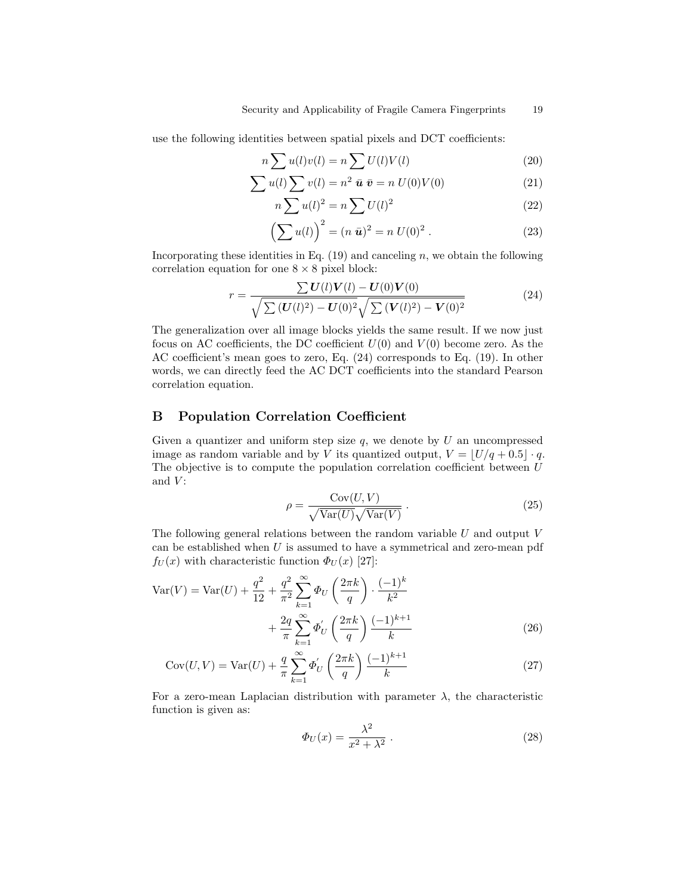use the following identities between spatial pixels and DCT coefficients:

$$n \sum u(l)v(l) = n \sum U(l)V(l) \tag{20}$$

$$\sum u(l) \sum v(l) = n^2 \ \bar{\boldsymbol{u}} \ \bar{\boldsymbol{v}} = n \ U(0)V(0) \tag{21}$$

$$n \sum u(l)^2 = n \sum U(l)^2 \tag{22}$$

$$\left( \sum u(l) \right)^2 = (n \ \bar{\boldsymbol{u}})^2 = n \ U(0)^2 \ . \tag{23}$$

Incorporating these identities in Eq. (19) and canceling $n$, we obtain the following correlation equation for one $8 \times 8$ pixel block:

$$r = \frac{\sum \boldsymbol{U}(l)\boldsymbol{V}(l) - \boldsymbol{U}(0)\boldsymbol{V}(0)}{\sqrt{\sum (\boldsymbol{U}(l)^2) - \boldsymbol{U}(0)^2}\sqrt{\sum (\boldsymbol{V}(l)^2) - \boldsymbol{V}(0)^2}} \tag{24}$$

The generalization over all image blocks yields the same result. If we now just focus on AC coefficients, the DC coefficient $U(0)$ and $V(0)$ become zero. As the AC coefficient's mean goes to zero, Eq. (24) corresponds to Eq. (19). In other words, we can directly feed the AC DCT coefficients into the standard Pearson correlation equation.

## B Population Correlation Coefficient

Given a quantizer and uniform step size $q$, we denote by $U$ an uncompressed image as random variable and by $V$ its quantized output, $V = \lfloor U/q + 0.5 \rfloor \cdot q$. The objective is to compute the population correlation coefficient between $U$ and $V$:

$$\rho = \frac{\mathrm{Cov}(U, V)}{\sqrt{\mathrm{Var}(U)}\sqrt{\mathrm{Var}(V)}} \ . \tag{25}$$

The following general relations between the random variable $U$ and output $V$ can be established when $U$ is assumed to have a symmetrical and zero-mean pdf $f_U(x)$ with characteristic function $\Phi_U(x)$ [27]:

$$\begin{aligned} \mathrm{Var}(V) = \mathrm{Var}(U) + \frac{q^2}{12} + \frac{q^2}{\pi^2} \sum_{k=1}^{\infty} \Phi_U\left(\frac{2\pi k}{q}\right) \cdot \frac{(-1)^k}{k^2} \\ + \frac{2q}{\pi} \sum_{k=1}^{\infty} \Phi_U^{'}\left(\frac{2\pi k}{q}\right) \frac{(-1)^{k+1}}{k} \end{aligned} \tag{26}$$

$$\mathrm{Cov}(U, V) = \mathrm{Var}(U) + \frac{q}{\pi} \sum_{k=1}^{\infty} \Phi_U^{'}\left(\frac{2\pi k}{q}\right) \frac{(-1)^{k+1}}{k} \tag{27}$$

For a zero-mean Laplacian distribution with parameter $\lambda$, the characteristic function is given as:

$$\Phi_U(x) = \frac{\lambda^2}{x^2 + \lambda^2} \ . \tag{28}$$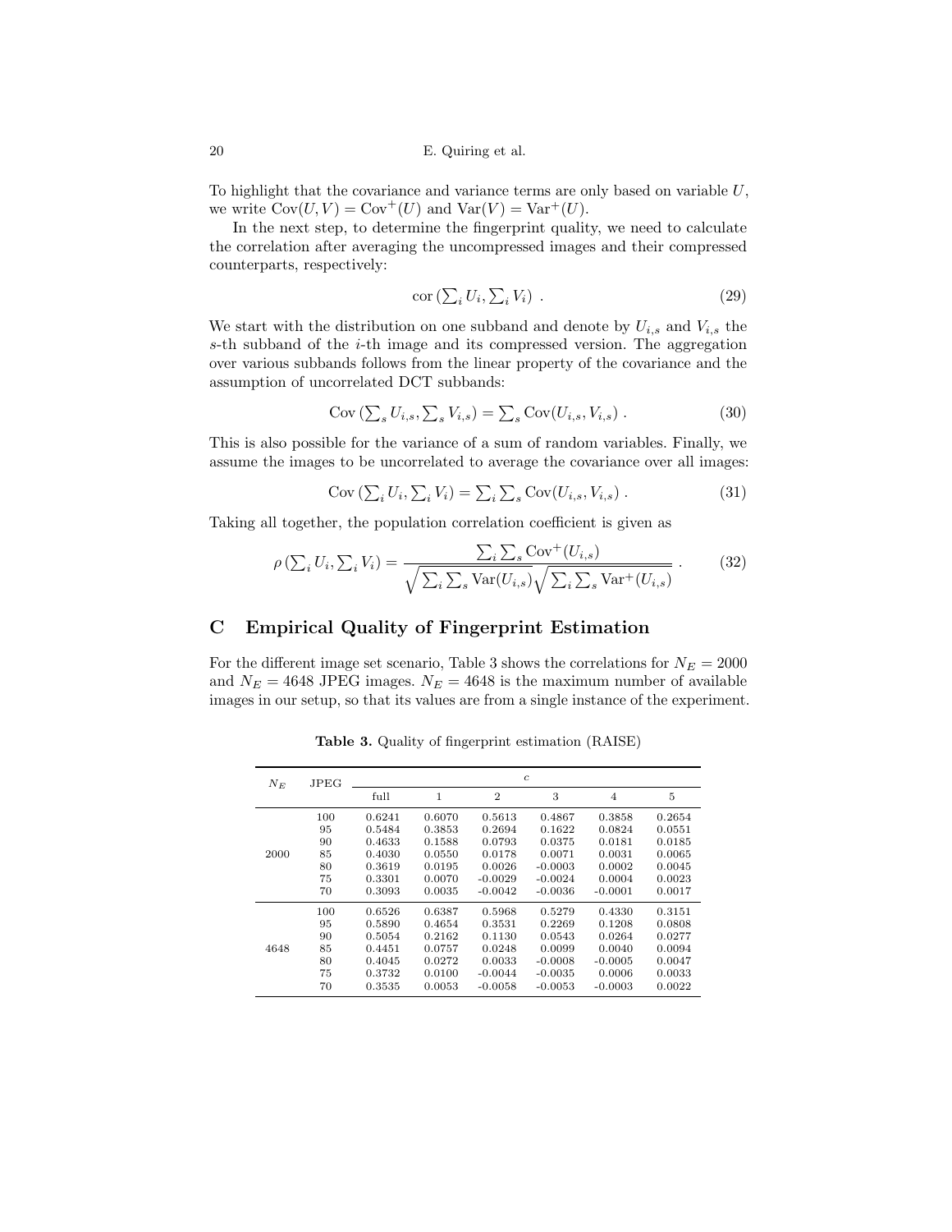To highlight that the covariance and variance terms are only based on variable $U$, we write $\mathrm{Cov}(U, V) = \mathrm{Cov}^+(U)$ and $\mathrm{Var}(V) = \mathrm{Var}^+(U)$.

In the next step, to determine the fingerprint quality, we need to calculate the correlation after averaging the uncompressed images and their compressed counterparts, respectively:

$$\mathrm{cor}\left(\textstyle\sum_i U_i, \sum_i V_i\right) \ . \tag{29}$$

We start with the distribution on one subband and denote by $U_{i,s}$ and $V_{i,s}$ the $s$-th subband of the $i$-th image and its compressed version. The aggregation over various subbands follows from the linear property of the covariance and the assumption of uncorrelated DCT subbands:

$$\mathrm{Cov}\left(\textstyle\sum_s U_{i,s}, \sum_s V_{i,s}\right) = \textstyle\sum_s \mathrm{Cov}(U_{i,s}, V_{i,s}) \ . \tag{30}$$

This is also possible for the variance of a sum of random variables. Finally, we assume the images to be uncorrelated to average the covariance over all images:

$$\mathrm{Cov}\left(\textstyle\sum_i U_i, \sum_i V_i\right) = \textstyle\sum_i \sum_s \mathrm{Cov}(U_{i,s}, V_{i,s}) \ . \tag{31}$$

Taking all together, the population correlation coefficient is given as

$$\rho\left(\textstyle\sum_i U_i, \sum_i V_i\right) = \frac{\sum_i \sum_s \mathrm{Cov}^+(U_{i,s})}{\sqrt{\sum_i \sum_s \mathrm{Var}(U_{i,s})}\sqrt{\sum_i \sum_s \mathrm{Var}^+(U_{i,s})}} \ . \tag{32}$$

## C Empirical Quality of Fingerprint Estimation

For the different image set scenario, Table 3 shows the correlations for $N_E = 2000$ and $N_E = 4648$ JPEG images. $N_E = 4648$ is the maximum number of available images in our setup, so that its values are from a single instance of the experiment.

**Table 3.** Quality of fingerprint estimation (RAISE)

| $N_E$ | JPEG | $c$ | | | | | |
|---|---|---|---|---|---|---|---|
| | | full | 1 | 2 | 3 | 4 | 5 |
| 2000 | 100 | 0.6241 | 0.6070 | 0.5613 | 0.4867 | 0.3858 | 0.2654 |
| | 95 | 0.5484 | 0.3853 | 0.2694 | 0.1622 | 0.0824 | 0.0551 |
| | 90 | 0.4633 | 0.1588 | 0.0793 | 0.0375 | 0.0181 | 0.0185 |
| | 85 | 0.4030 | 0.0550 | 0.0178 | 0.0071 | 0.0031 | 0.0065 |
| | 80 | 0.3619 | 0.0195 | 0.0026 | -0.0003 | 0.0002 | 0.0045 |
| | 75 | 0.3301 | 0.0070 | -0.0029 | -0.0024 | 0.0004 | 0.0023 |
| | 70 | 0.3093 | 0.0035 | -0.0042 | -0.0036 | -0.0001 | 0.0017 |
| 4648 | 100 | 0.6526 | 0.6387 | 0.5968 | 0.5279 | 0.4330 | 0.3151 |
| | 95 | 0.5890 | 0.4654 | 0.3531 | 0.2269 | 0.1208 | 0.0808 |
| | 90 | 0.5054 | 0.2162 | 0.1130 | 0.0543 | 0.0264 | 0.0277 |
| | 85 | 0.4451 | 0.0757 | 0.0248 | 0.0099 | 0.0040 | 0.0094 |
| | 80 | 0.4045 | 0.0272 | 0.0033 | -0.0008 | -0.0005 | 0.0047 |
| | 75 | 0.3732 | 0.0100 | -0.0044 | -0.0035 | 0.0006 | 0.0033 |
| | 70 | 0.3535 | 0.0053 | -0.0058 | -0.0053 | -0.0003 | 0.0022 |